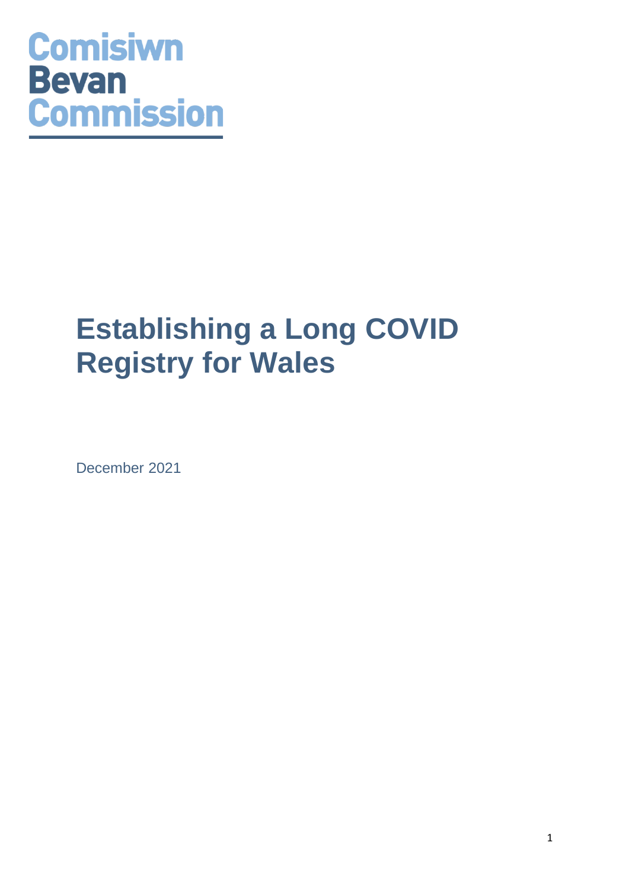Comisiwn
Bevan
Commission

# Establishing a Long COVID Registry for Wales

December 2021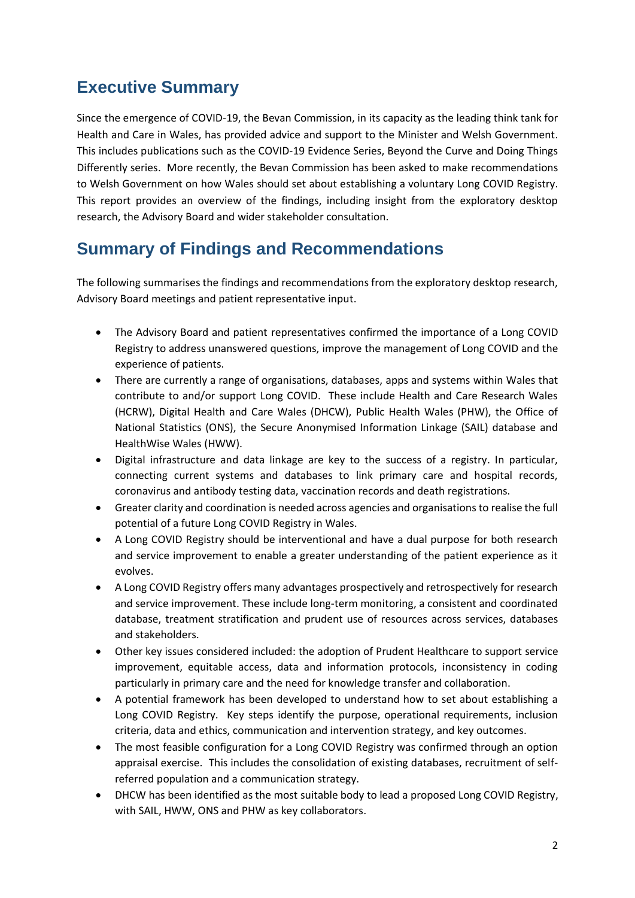## Executive Summary

Since the emergence of COVID-19, the Bevan Commission, in its capacity as the leading think tank for Health and Care in Wales, has provided advice and support to the Minister and Welsh Government. This includes publications such as the COVID-19 Evidence Series, Beyond the Curve and Doing Things Differently series. More recently, the Bevan Commission has been asked to make recommendations to Welsh Government on how Wales should set about establishing a voluntary Long COVID Registry. This report provides an overview of the findings, including insight from the exploratory desktop research, the Advisory Board and wider stakeholder consultation.

## Summary of Findings and Recommendations

The following summarises the findings and recommendations from the exploratory desktop research, Advisory Board meetings and patient representative input.

- The Advisory Board and patient representatives confirmed the importance of a Long COVID Registry to address unanswered questions, improve the management of Long COVID and the experience of patients.
- There are currently a range of organisations, databases, apps and systems within Wales that contribute to and/or support Long COVID. These include Health and Care Research Wales (HCRW), Digital Health and Care Wales (DHCW), Public Health Wales (PHW), the Office of National Statistics (ONS), the Secure Anonymised Information Linkage (SAIL) database and HealthWise Wales (HWW).
- Digital infrastructure and data linkage are key to the success of a registry. In particular, connecting current systems and databases to link primary care and hospital records, coronavirus and antibody testing data, vaccination records and death registrations.
- Greater clarity and coordination is needed across agencies and organisations to realise the full potential of a future Long COVID Registry in Wales.
- A Long COVID Registry should be interventional and have a dual purpose for both research and service improvement to enable a greater understanding of the patient experience as it evolves.
- A Long COVID Registry offers many advantages prospectively and retrospectively for research and service improvement. These include long-term monitoring, a consistent and coordinated database, treatment stratification and prudent use of resources across services, databases and stakeholders.
- Other key issues considered included: the adoption of Prudent Healthcare to support service improvement, equitable access, data and information protocols, inconsistency in coding particularly in primary care and the need for knowledge transfer and collaboration.
- A potential framework has been developed to understand how to set about establishing a Long COVID Registry. Key steps identify the purpose, operational requirements, inclusion criteria, data and ethics, communication and intervention strategy, and key outcomes.
- The most feasible configuration for a Long COVID Registry was confirmed through an option appraisal exercise. This includes the consolidation of existing databases, recruitment of self-referred population and a communication strategy.
- DHCW has been identified as the most suitable body to lead a proposed Long COVID Registry, with SAIL, HWW, ONS and PHW as key collaborators.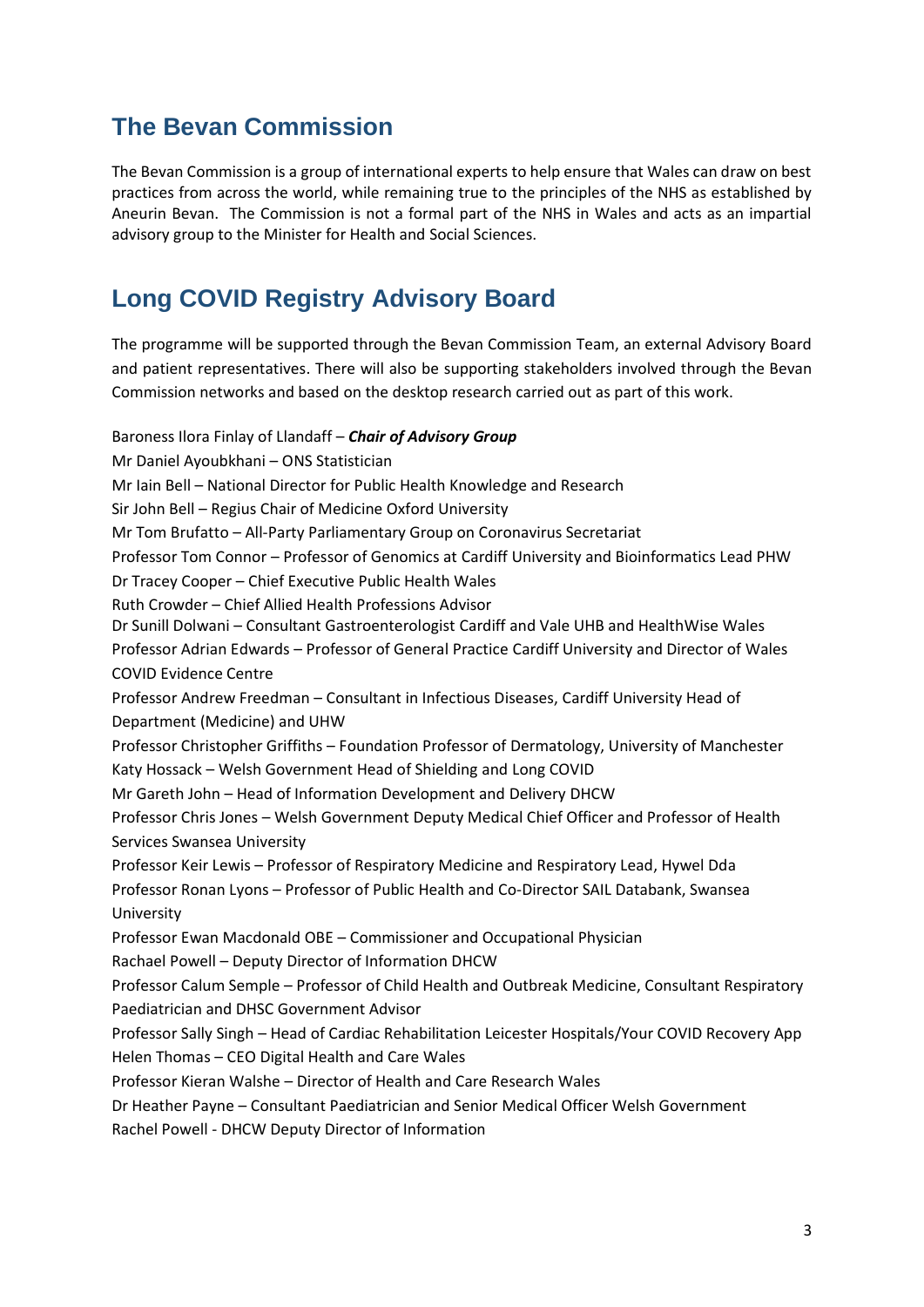## The Bevan Commission

The Bevan Commission is a group of international experts to help ensure that Wales can draw on best practices from across the world, while remaining true to the principles of the NHS as established by Aneurin Bevan. The Commission is not a formal part of the NHS in Wales and acts as an impartial advisory group to the Minister for Health and Social Sciences.

## Long COVID Registry Advisory Board

The programme will be supported through the Bevan Commission Team, an external Advisory Board and patient representatives. There will also be supporting stakeholders involved through the Bevan Commission networks and based on the desktop research carried out as part of this work.

Baroness Ilora Finlay of Llandaff – ***Chair of Advisory Group***
Mr Daniel Ayoubkhani – ONS Statistician
Mr Iain Bell – National Director for Public Health Knowledge and Research
Sir John Bell – Regius Chair of Medicine Oxford University
Mr Tom Brufatto – All-Party Parliamentary Group on Coronavirus Secretariat
Professor Tom Connor – Professor of Genomics at Cardiff University and Bioinformatics Lead PHW
Dr Tracey Cooper – Chief Executive Public Health Wales
Ruth Crowder – Chief Allied Health Professions Advisor
Dr Sunill Dolwani – Consultant Gastroenterologist Cardiff and Vale UHB and HealthWise Wales
Professor Adrian Edwards – Professor of General Practice Cardiff University and Director of Wales COVID Evidence Centre
Professor Andrew Freedman – Consultant in Infectious Diseases, Cardiff University Head of Department (Medicine) and UHW
Professor Christopher Griffiths – Foundation Professor of Dermatology, University of Manchester
Katy Hossack – Welsh Government Head of Shielding and Long COVID
Mr Gareth John – Head of Information Development and Delivery DHCW
Professor Chris Jones – Welsh Government Deputy Medical Chief Officer and Professor of Health Services Swansea University
Professor Keir Lewis – Professor of Respiratory Medicine and Respiratory Lead, Hywel Dda
Professor Ronan Lyons – Professor of Public Health and Co-Director SAIL Databank, Swansea University
Professor Ewan Macdonald OBE – Commissioner and Occupational Physician
Rachael Powell – Deputy Director of Information DHCW
Professor Calum Semple – Professor of Child Health and Outbreak Medicine, Consultant Respiratory Paediatrician and DHSC Government Advisor
Professor Sally Singh – Head of Cardiac Rehabilitation Leicester Hospitals/Your COVID Recovery App
Helen Thomas – CEO Digital Health and Care Wales
Professor Kieran Walshe – Director of Health and Care Research Wales
Dr Heather Payne – Consultant Paediatrician and Senior Medical Officer Welsh Government
Rachel Powell - DHCW Deputy Director of Information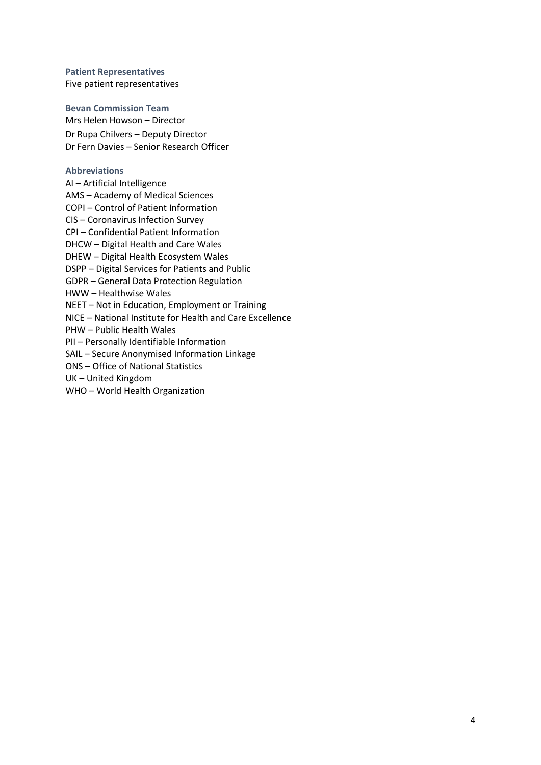### Patient Representatives

Five patient representatives

### Bevan Commission Team

Mrs Helen Howson – Director
Dr Rupa Chilvers – Deputy Director
Dr Fern Davies – Senior Research Officer

### Abbreviations

AI – Artificial Intelligence
AMS – Academy of Medical Sciences
COPI – Control of Patient Information
CIS – Coronavirus Infection Survey
CPI – Confidential Patient Information
DHCW – Digital Health and Care Wales
DHEW – Digital Health Ecosystem Wales
DSPP – Digital Services for Patients and Public
GDPR – General Data Protection Regulation
HWW – Healthwise Wales
NEET – Not in Education, Employment or Training
NICE – National Institute for Health and Care Excellence
PHW – Public Health Wales
PII – Personally Identifiable Information
SAIL – Secure Anonymised Information Linkage
ONS – Office of National Statistics
UK – United Kingdom
WHO – World Health Organization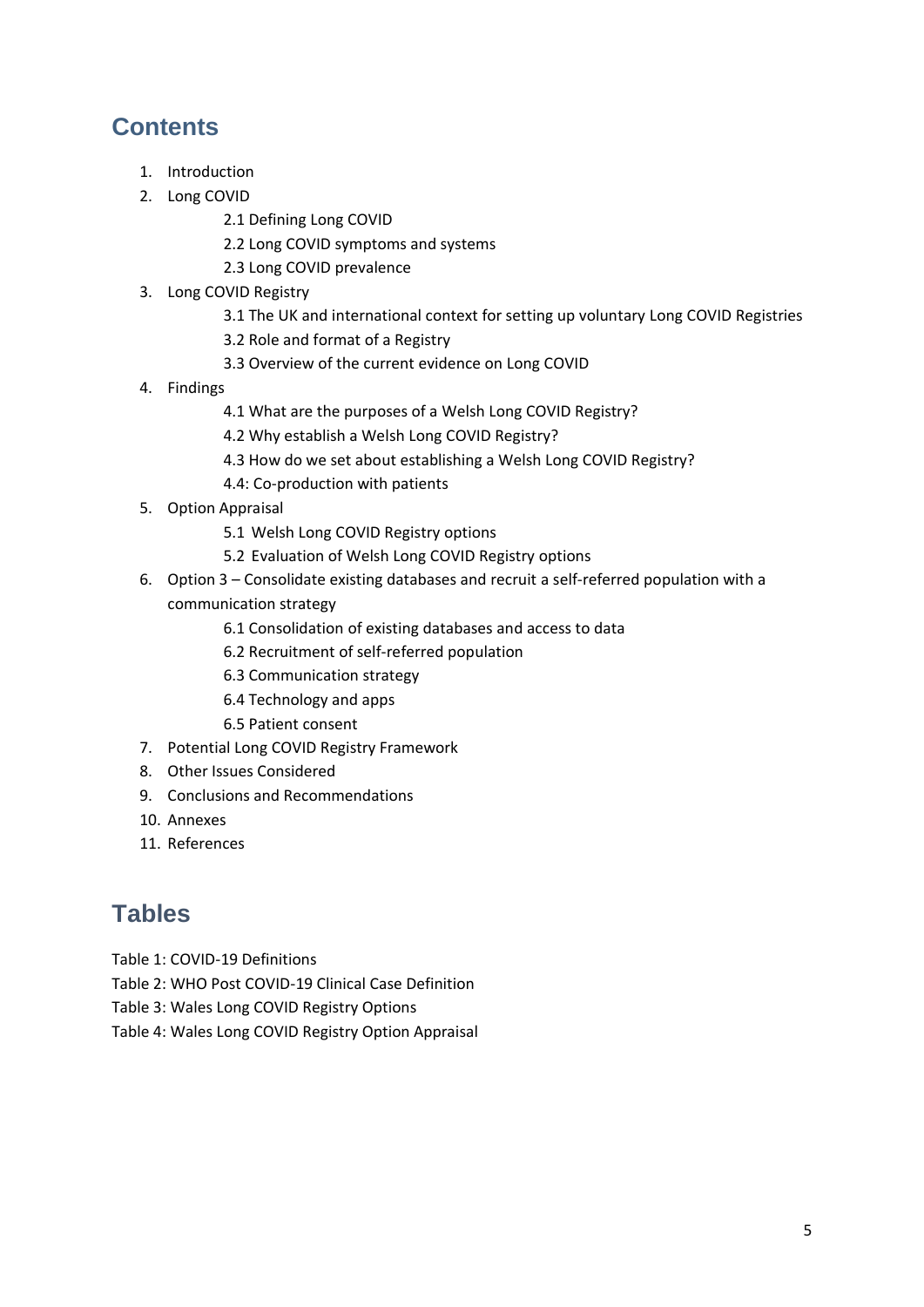## Contents

1. Introduction
2. Long COVID
   - 2.1 Defining Long COVID
   - 2.2 Long COVID symptoms and systems
   - 2.3 Long COVID prevalence
3. Long COVID Registry
   - 3.1 The UK and international context for setting up voluntary Long COVID Registries
   - 3.2 Role and format of a Registry
   - 3.3 Overview of the current evidence on Long COVID
4. Findings
   - 4.1 What are the purposes of a Welsh Long COVID Registry?
   - 4.2 Why establish a Welsh Long COVID Registry?
   - 4.3 How do we set about establishing a Welsh Long COVID Registry?
   - 4.4: Co-production with patients
5. Option Appraisal
   - 5.1 Welsh Long COVID Registry options
   - 5.2 Evaluation of Welsh Long COVID Registry options
6. Option 3 – Consolidate existing databases and recruit a self-referred population with a communication strategy
   - 6.1 Consolidation of existing databases and access to data
   - 6.2 Recruitment of self-referred population
   - 6.3 Communication strategy
   - 6.4 Technology and apps
   - 6.5 Patient consent
7. Potential Long COVID Registry Framework
8. Other Issues Considered
9. Conclusions and Recommendations
10. Annexes
11. References

## Tables

Table 1: COVID-19 Definitions
Table 2: WHO Post COVID-19 Clinical Case Definition
Table 3: Wales Long COVID Registry Options
Table 4: Wales Long COVID Registry Option Appraisal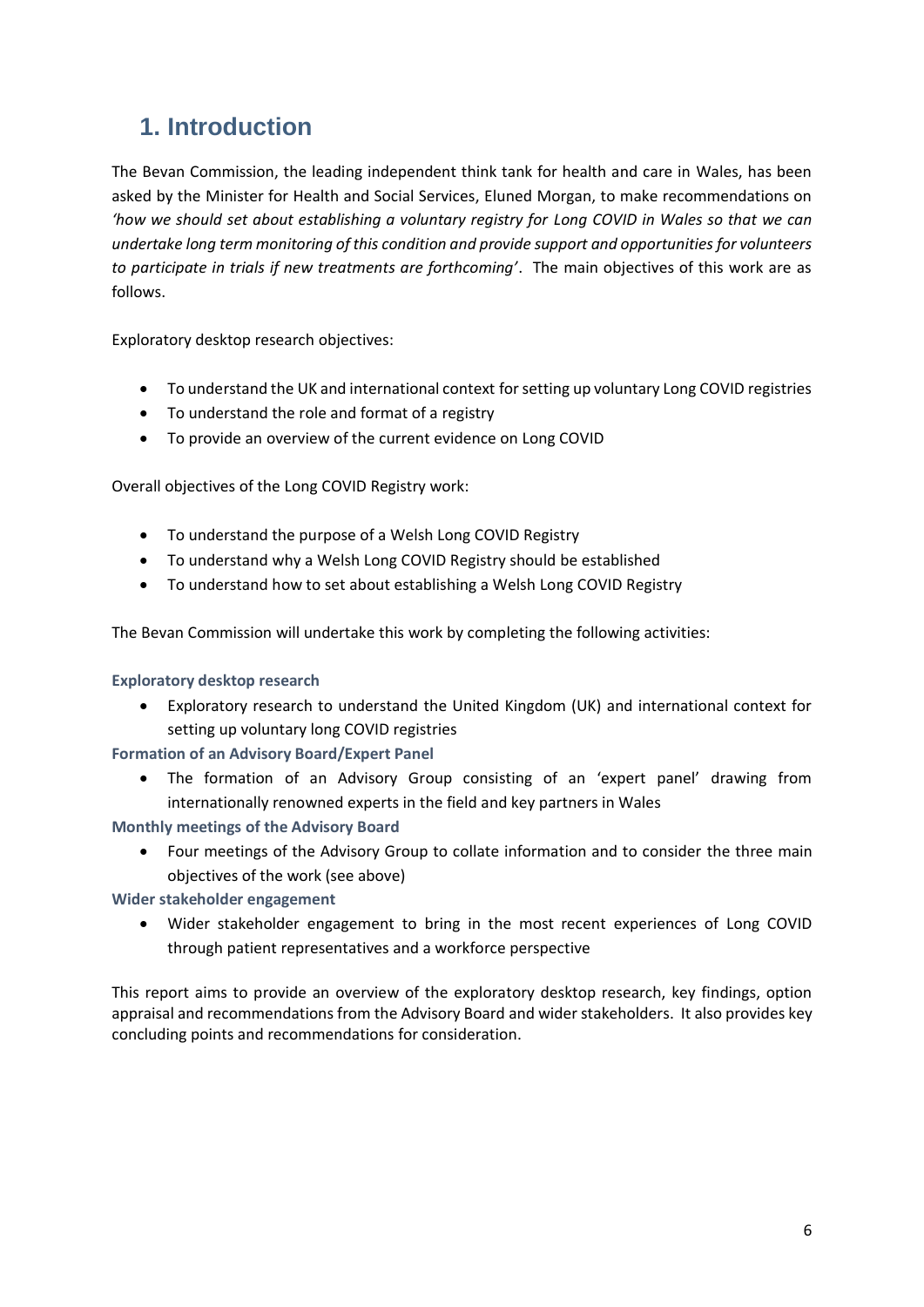# 1. Introduction

The Bevan Commission, the leading independent think tank for health and care in Wales, has been asked by the Minister for Health and Social Services, Eluned Morgan, to make recommendations on *'how we should set about establishing a voluntary registry for Long COVID in Wales so that we can undertake long term monitoring of this condition and provide support and opportunities for volunteers to participate in trials if new treatments are forthcoming'*. The main objectives of this work are as follows.

Exploratory desktop research objectives:

- To understand the UK and international context for setting up voluntary Long COVID registries
- To understand the role and format of a registry
- To provide an overview of the current evidence on Long COVID

Overall objectives of the Long COVID Registry work:

- To understand the purpose of a Welsh Long COVID Registry
- To understand why a Welsh Long COVID Registry should be established
- To understand how to set about establishing a Welsh Long COVID Registry

The Bevan Commission will undertake this work by completing the following activities:

**Exploratory desktop research**

- Exploratory research to understand the United Kingdom (UK) and international context for setting up voluntary long COVID registries

**Formation of an Advisory Board/Expert Panel**

- The formation of an Advisory Group consisting of an 'expert panel' drawing from internationally renowned experts in the field and key partners in Wales

**Monthly meetings of the Advisory Board**

- Four meetings of the Advisory Group to collate information and to consider the three main objectives of the work (see above)

**Wider stakeholder engagement**

- Wider stakeholder engagement to bring in the most recent experiences of Long COVID through patient representatives and a workforce perspective

This report aims to provide an overview of the exploratory desktop research, key findings, option appraisal and recommendations from the Advisory Board and wider stakeholders. It also provides key concluding points and recommendations for consideration.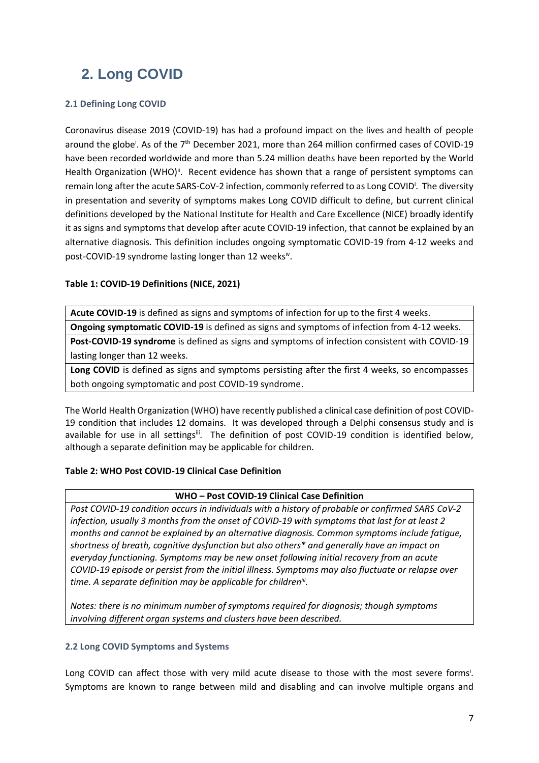# 2. Long COVID

## 2.1 Defining Long COVID

Coronavirus disease 2019 (COVID-19) has had a profound impact on the lives and health of people around the globe[i]. As of the 7th December 2021, more than 264 million confirmed cases of COVID-19 have been recorded worldwide and more than 5.24 million deaths have been reported by the World Health Organization (WHO)[ii]. Recent evidence has shown that a range of persistent symptoms can remain long after the acute SARS-CoV-2 infection, commonly referred to as Long COVID[i]. The diversity in presentation and severity of symptoms makes Long COVID difficult to define, but current clinical definitions developed by the National Institute for Health and Care Excellence (NICE) broadly identify it as signs and symptoms that develop after acute COVID-19 infection, that cannot be explained by an alternative diagnosis. This definition includes ongoing symptomatic COVID-19 from 4-12 weeks and post-COVID-19 syndrome lasting longer than 12 weeks[iv].

**Table 1: COVID-19 Definitions (NICE, 2021)**

| |
|---|
| **Acute COVID-19** is defined as signs and symptoms of infection for up to the first 4 weeks. |
| **Ongoing symptomatic COVID-19** is defined as signs and symptoms of infection from 4-12 weeks. |
| **Post-COVID-19 syndrome** is defined as signs and symptoms of infection consistent with COVID-19 lasting longer than 12 weeks. |
| **Long COVID** is defined as signs and symptoms persisting after the first 4 weeks, so encompasses both ongoing symptomatic and post COVID-19 syndrome. |

The World Health Organization (WHO) have recently published a clinical case definition of post COVID-19 condition that includes 12 domains. It was developed through a Delphi consensus study and is available for use in all settings[iii]. The definition of post COVID-19 condition is identified below, although a separate definition may be applicable for children.

**Table 2: WHO Post COVID-19 Clinical Case Definition**

| **WHO – Post COVID-19 Clinical Case Definition** |
|---|
| *Post COVID-19 condition occurs in individuals with a history of probable or confirmed SARS CoV-2 infection, usually 3 months from the onset of COVID-19 with symptoms that last for at least 2 months and cannot be explained by an alternative diagnosis. Common symptoms include fatigue, shortness of breath, cognitive dysfunction but also others* and generally have an impact on everyday functioning. Symptoms may be new onset following initial recovery from an acute COVID-19 episode or persist from the initial illness. Symptoms may also fluctuate or relapse over time. A separate definition may be applicable for children[iii].* <br><br> *Notes: there is no minimum number of symptoms required for diagnosis; though symptoms involving different organ systems and clusters have been described.* |

## 2.2 Long COVID Symptoms and Systems

Long COVID can affect those with very mild acute disease to those with the most severe forms[i]. Symptoms are known to range between mild and disabling and can involve multiple organs and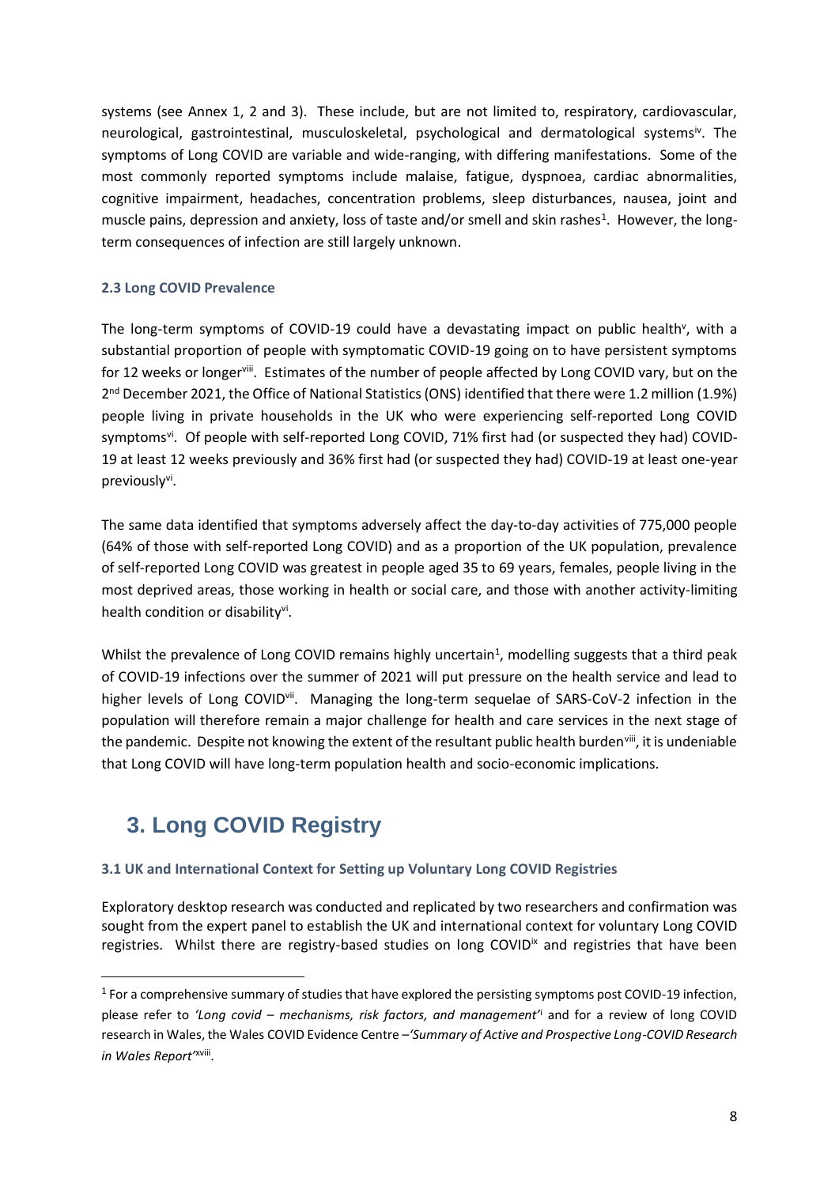systems (see Annex 1, 2 and 3). These include, but are not limited to, respiratory, cardiovascular, neurological, gastrointestinal, musculoskeletal, psychological and dermatological systems[iv]. The symptoms of Long COVID are variable and wide-ranging, with differing manifestations. Some of the most commonly reported symptoms include malaise, fatigue, dyspnoea, cardiac abnormalities, cognitive impairment, headaches, concentration problems, sleep disturbances, nausea, joint and muscle pains, depression and anxiety, loss of taste and/or smell and skin rashes[1]. However, the long-term consequences of infection are still largely unknown.

### 2.3 Long COVID Prevalence

The long-term symptoms of COVID-19 could have a devastating impact on public health[v], with a substantial proportion of people with symptomatic COVID-19 going on to have persistent symptoms for 12 weeks or longer[viii]. Estimates of the number of people affected by Long COVID vary, but on the 2nd December 2021, the Office of National Statistics (ONS) identified that there were 1.2 million (1.9%) people living in private households in the UK who were experiencing self-reported Long COVID symptoms[vi]. Of people with self-reported Long COVID, 71% first had (or suspected they had) COVID-19 at least 12 weeks previously and 36% first had (or suspected they had) COVID-19 at least one-year previously[vi].

The same data identified that symptoms adversely affect the day-to-day activities of 775,000 people (64% of those with self-reported Long COVID) and as a proportion of the UK population, prevalence of self-reported Long COVID was greatest in people aged 35 to 69 years, females, people living in the most deprived areas, those working in health or social care, and those with another activity-limiting health condition or disability[vi].

Whilst the prevalence of Long COVID remains highly uncertain[1], modelling suggests that a third peak of COVID-19 infections over the summer of 2021 will put pressure on the health service and lead to higher levels of Long COVID[vii]. Managing the long-term sequelae of SARS-CoV-2 infection in the population will therefore remain a major challenge for health and care services in the next stage of the pandemic. Despite not knowing the extent of the resultant public health burden[viii], it is undeniable that Long COVID will have long-term population health and socio-economic implications.

## 3. Long COVID Registry

### 3.1 UK and International Context for Setting up Voluntary Long COVID Registries

Exploratory desktop research was conducted and replicated by two researchers and confirmation was sought from the expert panel to establish the UK and international context for voluntary Long COVID registries. Whilst there are registry-based studies on long COVID[ix] and registries that have been

[1] For a comprehensive summary of studies that have explored the persisting symptoms post COVID-19 infection, please refer to *'Long covid – mechanisms, risk factors, and management'*[i] and for a review of long COVID research in Wales, the Wales COVID Evidence Centre –*'Summary of Active and Prospective Long-COVID Research in Wales Report'*[xviii].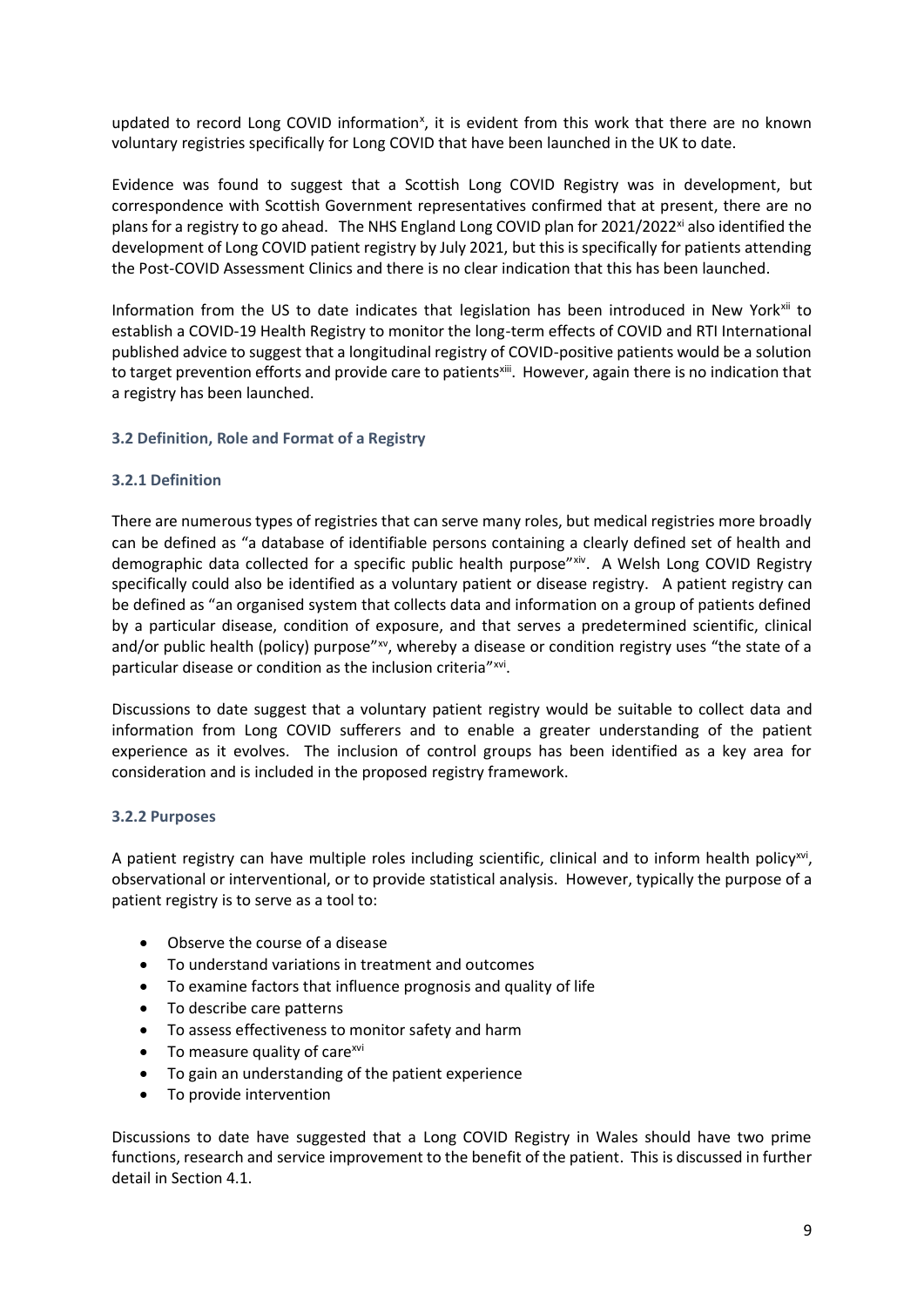updated to record Long COVID information[x], it is evident from this work that there are no known voluntary registries specifically for Long COVID that have been launched in the UK to date.

Evidence was found to suggest that a Scottish Long COVID Registry was in development, but correspondence with Scottish Government representatives confirmed that at present, there are no plans for a registry to go ahead. The NHS England Long COVID plan for 2021/2022[xi] also identified the development of Long COVID patient registry by July 2021, but this is specifically for patients attending the Post-COVID Assessment Clinics and there is no clear indication that this has been launched.

Information from the US to date indicates that legislation has been introduced in New York[xii] to establish a COVID-19 Health Registry to monitor the long-term effects of COVID and RTI International published advice to suggest that a longitudinal registry of COVID-positive patients would be a solution to target prevention efforts and provide care to patients[xiii]. However, again there is no indication that a registry has been launched.

### 3.2 Definition, Role and Format of a Registry

#### 3.2.1 Definition

There are numerous types of registries that can serve many roles, but medical registries more broadly can be defined as "a database of identifiable persons containing a clearly defined set of health and demographic data collected for a specific public health purpose"[xiv]. A Welsh Long COVID Registry specifically could also be identified as a voluntary patient or disease registry. A patient registry can be defined as "an organised system that collects data and information on a group of patients defined by a particular disease, condition of exposure, and that serves a predetermined scientific, clinical and/or public health (policy) purpose"[xv], whereby a disease or condition registry uses "the state of a particular disease or condition as the inclusion criteria"[xvi].

Discussions to date suggest that a voluntary patient registry would be suitable to collect data and information from Long COVID sufferers and to enable a greater understanding of the patient experience as it evolves. The inclusion of control groups has been identified as a key area for consideration and is included in the proposed registry framework.

#### 3.2.2 Purposes

A patient registry can have multiple roles including scientific, clinical and to inform health policy[xvi], observational or interventional, or to provide statistical analysis. However, typically the purpose of a patient registry is to serve as a tool to:

- Observe the course of a disease
- To understand variations in treatment and outcomes
- To examine factors that influence prognosis and quality of life
- To describe care patterns
- To assess effectiveness to monitor safety and harm
- To measure quality of care[xvi]
- To gain an understanding of the patient experience
- To provide intervention

Discussions to date have suggested that a Long COVID Registry in Wales should have two prime functions, research and service improvement to the benefit of the patient. This is discussed in further detail in Section 4.1.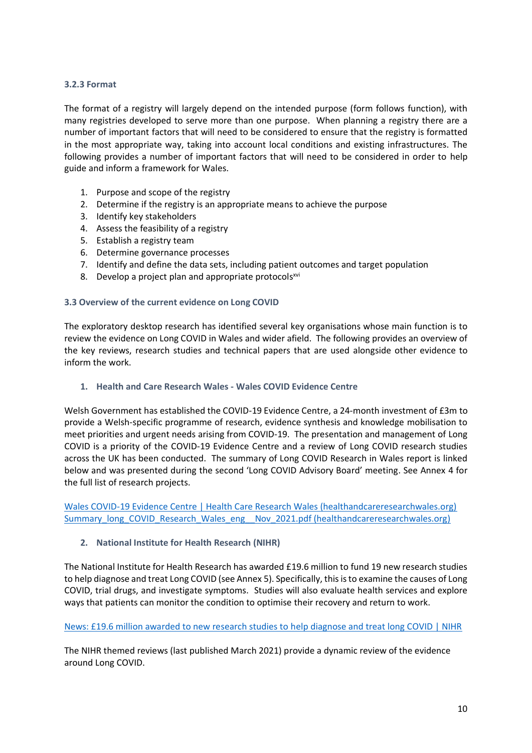### 3.2.3 Format

The format of a registry will largely depend on the intended purpose (form follows function), with many registries developed to serve more than one purpose. When planning a registry there are a number of important factors that will need to be considered to ensure that the registry is formatted in the most appropriate way, taking into account local conditions and existing infrastructures. The following provides a number of important factors that will need to be considered in order to help guide and inform a framework for Wales.

1. Purpose and scope of the registry
2. Determine if the registry is an appropriate means to achieve the purpose
3. Identify key stakeholders
4. Assess the feasibility of a registry
5. Establish a registry team
6. Determine governance processes
7. Identify and define the data sets, including patient outcomes and target population
8. Develop a project plan and appropriate protocols[xvi]

### 3.3 Overview of the current evidence on Long COVID

The exploratory desktop research has identified several key organisations whose main function is to review the evidence on Long COVID in Wales and wider afield. The following provides an overview of the key reviews, research studies and technical papers that are used alongside other evidence to inform the work.

1. **Health and Care Research Wales - Wales COVID Evidence Centre**

Welsh Government has established the COVID-19 Evidence Centre, a 24-month investment of £3m to provide a Welsh-specific programme of research, evidence synthesis and knowledge mobilisation to meet priorities and urgent needs arising from COVID-19. The presentation and management of Long COVID is a priority of the COVID-19 Evidence Centre and a review of Long COVID research studies across the UK has been conducted. The summary of Long COVID Research in Wales report is linked below and was presented during the second 'Long COVID Advisory Board' meeting. See Annex 4 for the full list of research projects.

Wales COVID-19 Evidence Centre | Health Care Research Wales (healthandcareresearchwales.org)
Summary_long_COVID_Research_Wales_eng__Nov_2021.pdf (healthandcareresearchwales.org)

2. **National Institute for Health Research (NIHR)**

The National Institute for Health Research has awarded £19.6 million to fund 19 new research studies to help diagnose and treat Long COVID (see Annex 5). Specifically, this is to examine the causes of Long COVID, trial drugs, and investigate symptoms. Studies will also evaluate health services and explore ways that patients can monitor the condition to optimise their recovery and return to work.

News: £19.6 million awarded to new research studies to help diagnose and treat long COVID | NIHR

The NIHR themed reviews (last published March 2021) provide a dynamic review of the evidence around Long COVID.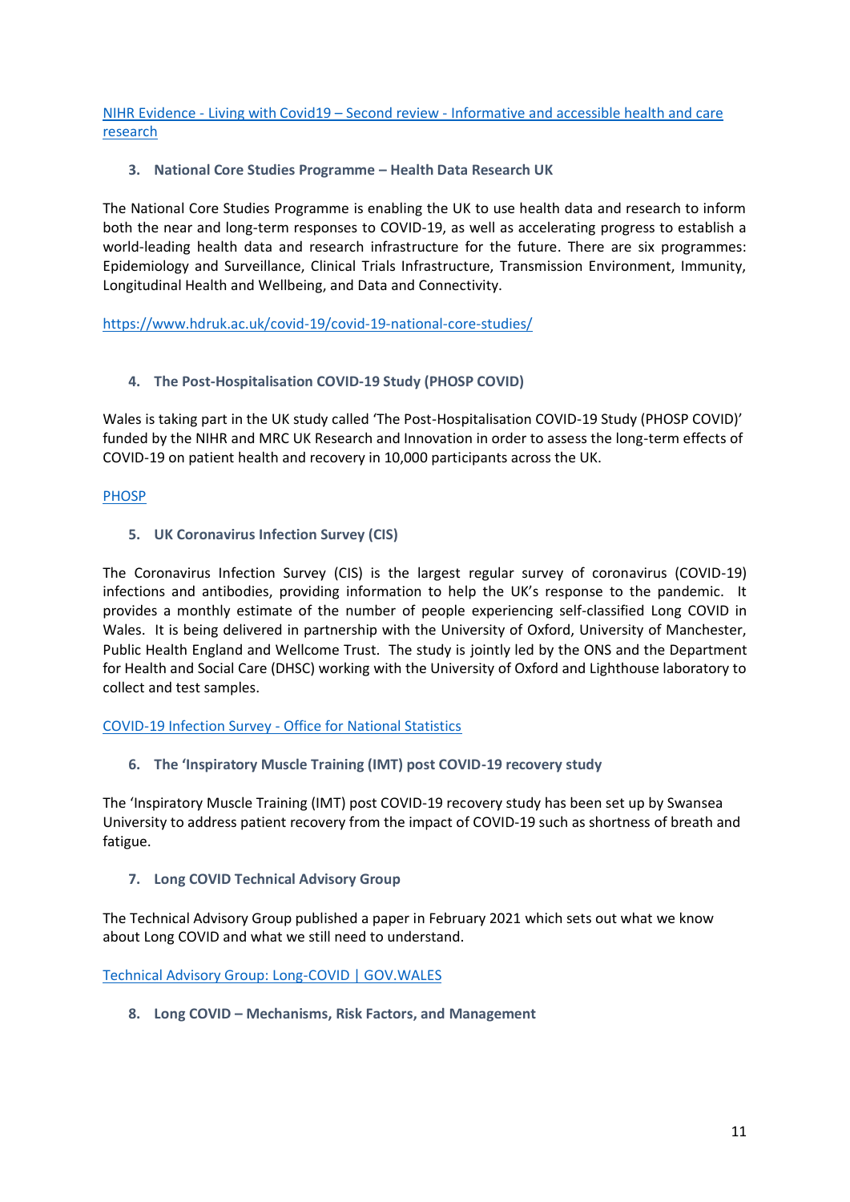[NIHR Evidence - Living with Covid19 – Second review - Informative and accessible health and care research]

### 3. National Core Studies Programme – Health Data Research UK

The National Core Studies Programme is enabling the UK to use health data and research to inform both the near and long-term responses to COVID-19, as well as accelerating progress to establish a world-leading health data and research infrastructure for the future. There are six programmes: Epidemiology and Surveillance, Clinical Trials Infrastructure, Transmission Environment, Immunity, Longitudinal Health and Wellbeing, and Data and Connectivity.

https://www.hdruk.ac.uk/covid-19/covid-19-national-core-studies/

### 4. The Post-Hospitalisation COVID-19 Study (PHOSP COVID)

Wales is taking part in the UK study called 'The Post-Hospitalisation COVID-19 Study (PHOSP COVID)' funded by the NIHR and MRC UK Research and Innovation in order to assess the long-term effects of COVID-19 on patient health and recovery in 10,000 participants across the UK.

[PHOSP]

### 5. UK Coronavirus Infection Survey (CIS)

The Coronavirus Infection Survey (CIS) is the largest regular survey of coronavirus (COVID-19) infections and antibodies, providing information to help the UK's response to the pandemic. It provides a monthly estimate of the number of people experiencing self-classified Long COVID in Wales. It is being delivered in partnership with the University of Oxford, University of Manchester, Public Health England and Wellcome Trust. The study is jointly led by the ONS and the Department for Health and Social Care (DHSC) working with the University of Oxford and Lighthouse laboratory to collect and test samples.

[COVID-19 Infection Survey - Office for National Statistics]

### 6. The 'Inspiratory Muscle Training (IMT) post COVID-19 recovery study

The 'Inspiratory Muscle Training (IMT) post COVID-19 recovery study has been set up by Swansea University to address patient recovery from the impact of COVID-19 such as shortness of breath and fatigue.

### 7. Long COVID Technical Advisory Group

The Technical Advisory Group published a paper in February 2021 which sets out what we know about Long COVID and what we still need to understand.

[Technical Advisory Group: Long-COVID | GOV.WALES]

### 8. Long COVID – Mechanisms, Risk Factors, and Management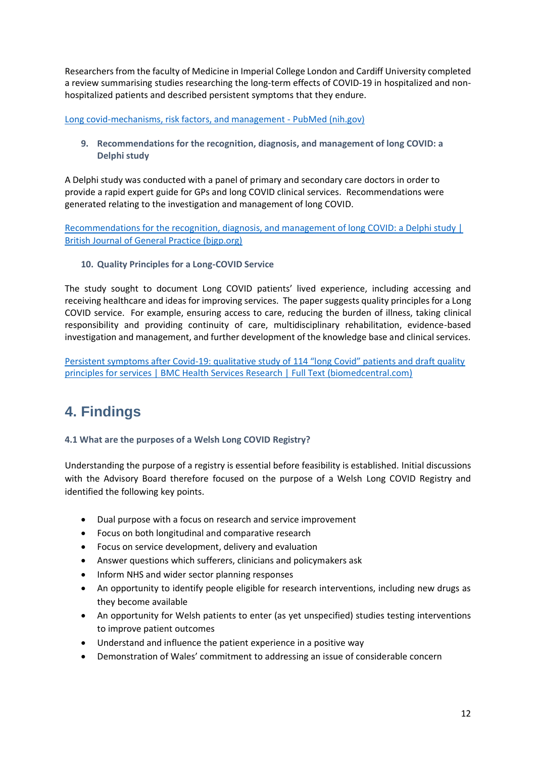Researchers from the faculty of Medicine in Imperial College London and Cardiff University completed a review summarising studies researching the long-term effects of COVID-19 in hospitalized and non-hospitalized patients and described persistent symptoms that they endure.

[Long covid-mechanisms, risk factors, and management - PubMed (nih.gov)]

9. **Recommendations for the recognition, diagnosis, and management of long COVID: a Delphi study**

A Delphi study was conducted with a panel of primary and secondary care doctors in order to provide a rapid expert guide for GPs and long COVID clinical services. Recommendations were generated relating to the investigation and management of long COVID.

[Recommendations for the recognition, diagnosis, and management of long COVID: a Delphi study | British Journal of General Practice (bjgp.org)]

10. **Quality Principles for a Long-COVID Service**

The study sought to document Long COVID patients' lived experience, including accessing and receiving healthcare and ideas for improving services. The paper suggests quality principles for a Long COVID service. For example, ensuring access to care, reducing the burden of illness, taking clinical responsibility and providing continuity of care, multidisciplinary rehabilitation, evidence-based investigation and management, and further development of the knowledge base and clinical services.

[Persistent symptoms after Covid-19: qualitative study of 114 "long Covid" patients and draft quality principles for services | BMC Health Services Research | Full Text (biomedcentral.com)]

# 4. Findings

### 4.1 What are the purposes of a Welsh Long COVID Registry?

Understanding the purpose of a registry is essential before feasibility is established. Initial discussions with the Advisory Board therefore focused on the purpose of a Welsh Long COVID Registry and identified the following key points.

- Dual purpose with a focus on research and service improvement
- Focus on both longitudinal and comparative research
- Focus on service development, delivery and evaluation
- Answer questions which sufferers, clinicians and policymakers ask
- Inform NHS and wider sector planning responses
- An opportunity to identify people eligible for research interventions, including new drugs as they become available
- An opportunity for Welsh patients to enter (as yet unspecified) studies testing interventions to improve patient outcomes
- Understand and influence the patient experience in a positive way
- Demonstration of Wales' commitment to addressing an issue of considerable concern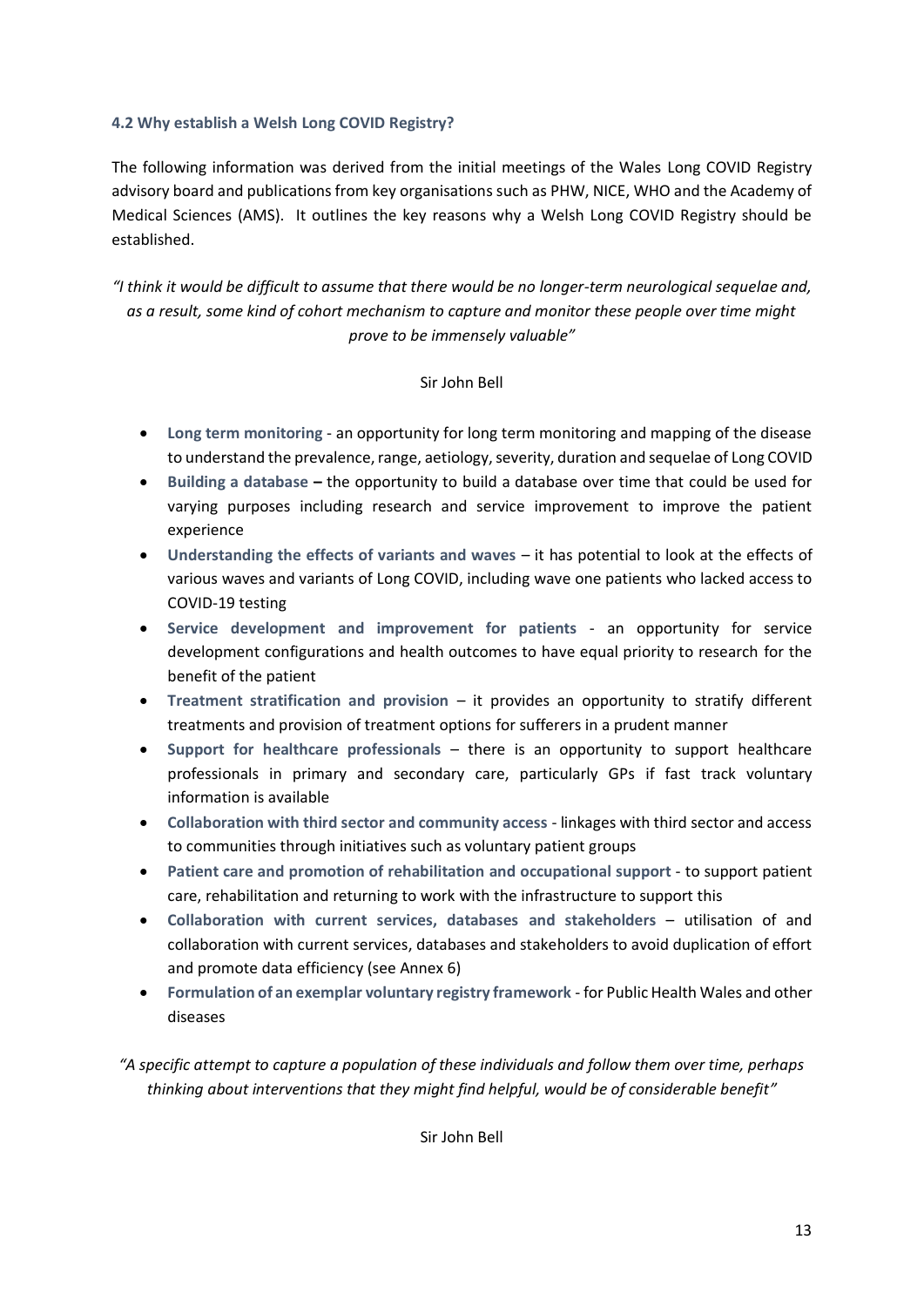### 4.2 Why establish a Welsh Long COVID Registry?

The following information was derived from the initial meetings of the Wales Long COVID Registry advisory board and publications from key organisations such as PHW, NICE, WHO and the Academy of Medical Sciences (AMS). It outlines the key reasons why a Welsh Long COVID Registry should be established.

*"I think it would be difficult to assume that there would be no longer-term neurological sequelae and, as a result, some kind of cohort mechanism to capture and monitor these people over time might prove to be immensely valuable"*

Sir John Bell

- **Long term monitoring** - an opportunity for long term monitoring and mapping of the disease to understand the prevalence, range, aetiology, severity, duration and sequelae of Long COVID
- **Building a database –** the opportunity to build a database over time that could be used for varying purposes including research and service improvement to improve the patient experience
- **Understanding the effects of variants and waves** – it has potential to look at the effects of various waves and variants of Long COVID, including wave one patients who lacked access to COVID-19 testing
- **Service development and improvement for patients** - an opportunity for service development configurations and health outcomes to have equal priority to research for the benefit of the patient
- **Treatment stratification and provision** – it provides an opportunity to stratify different treatments and provision of treatment options for sufferers in a prudent manner
- **Support for healthcare professionals** – there is an opportunity to support healthcare professionals in primary and secondary care, particularly GPs if fast track voluntary information is available
- **Collaboration with third sector and community access** - linkages with third sector and access to communities through initiatives such as voluntary patient groups
- **Patient care and promotion of rehabilitation and occupational support** - to support patient care, rehabilitation and returning to work with the infrastructure to support this
- **Collaboration with current services, databases and stakeholders** – utilisation of and collaboration with current services, databases and stakeholders to avoid duplication of effort and promote data efficiency (see Annex 6)
- **Formulation of an exemplar voluntary registry framework** - for Public Health Wales and other diseases

*"A specific attempt to capture a population of these individuals and follow them over time, perhaps thinking about interventions that they might find helpful, would be of considerable benefit"*

Sir John Bell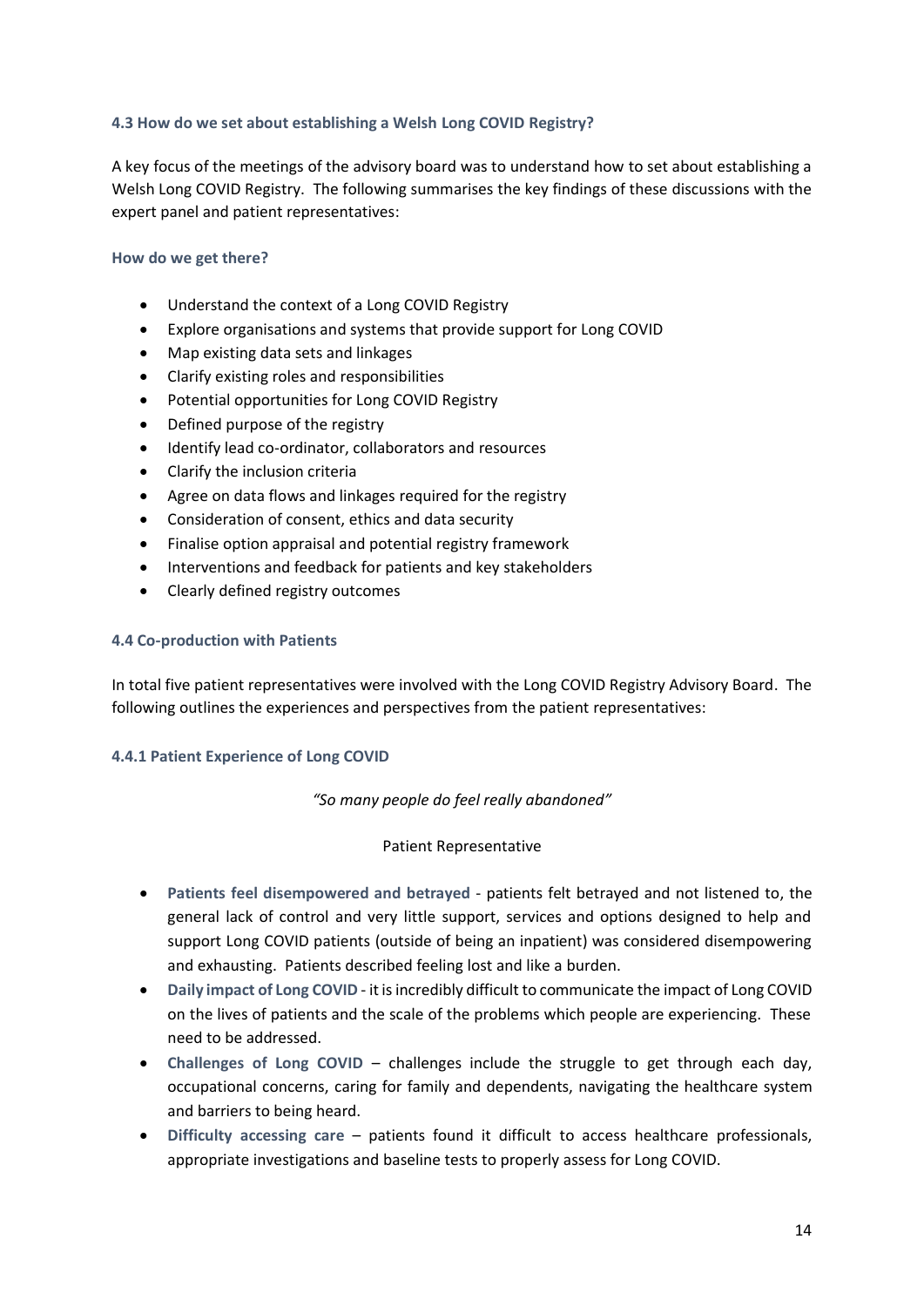### 4.3 How do we set about establishing a Welsh Long COVID Registry?

A key focus of the meetings of the advisory board was to understand how to set about establishing a Welsh Long COVID Registry. The following summarises the key findings of these discussions with the expert panel and patient representatives:

#### How do we get there?

- Understand the context of a Long COVID Registry
- Explore organisations and systems that provide support for Long COVID
- Map existing data sets and linkages
- Clarify existing roles and responsibilities
- Potential opportunities for Long COVID Registry
- Defined purpose of the registry
- Identify lead co-ordinator, collaborators and resources
- Clarify the inclusion criteria
- Agree on data flows and linkages required for the registry
- Consideration of consent, ethics and data security
- Finalise option appraisal and potential registry framework
- Interventions and feedback for patients and key stakeholders
- Clearly defined registry outcomes

### 4.4 Co-production with Patients

In total five patient representatives were involved with the Long COVID Registry Advisory Board. The following outlines the experiences and perspectives from the patient representatives:

#### 4.4.1 Patient Experience of Long COVID

*"So many people do feel really abandoned"*

Patient Representative

- **Patients feel disempowered and betrayed** - patients felt betrayed and not listened to, the general lack of control and very little support, services and options designed to help and support Long COVID patients (outside of being an inpatient) was considered disempowering and exhausting. Patients described feeling lost and like a burden.
- **Daily impact of Long COVID** - it is incredibly difficult to communicate the impact of Long COVID on the lives of patients and the scale of the problems which people are experiencing. These need to be addressed.
- **Challenges of Long COVID** – challenges include the struggle to get through each day, occupational concerns, caring for family and dependents, navigating the healthcare system and barriers to being heard.
- **Difficulty accessing care** – patients found it difficult to access healthcare professionals, appropriate investigations and baseline tests to properly assess for Long COVID.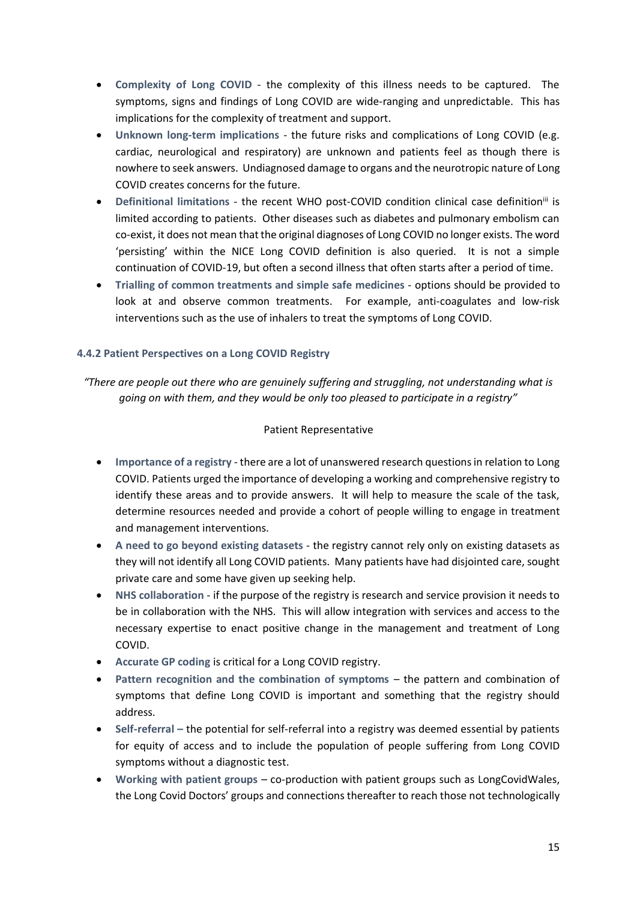- **Complexity of Long COVID** - the complexity of this illness needs to be captured. The symptoms, signs and findings of Long COVID are wide-ranging and unpredictable. This has implications for the complexity of treatment and support.
- **Unknown long-term implications** - the future risks and complications of Long COVID (e.g. cardiac, neurological and respiratory) are unknown and patients feel as though there is nowhere to seek answers. Undiagnosed damage to organs and the neurotropic nature of Long COVID creates concerns for the future.
- **Definitional limitations** - the recent WHO post-COVID condition clinical case definition[iii] is limited according to patients. Other diseases such as diabetes and pulmonary embolism can co-exist, it does not mean that the original diagnoses of Long COVID no longer exists. The word 'persisting' within the NICE Long COVID definition is also queried. It is not a simple continuation of COVID-19, but often a second illness that often starts after a period of time.
- **Trialling of common treatments and simple safe medicines** - options should be provided to look at and observe common treatments. For example, anti-coagulates and low-risk interventions such as the use of inhalers to treat the symptoms of Long COVID.

#### 4.4.2 Patient Perspectives on a Long COVID Registry

*"There are people out there who are genuinely suffering and struggling, not understanding what is going on with them, and they would be only too pleased to participate in a registry"*

Patient Representative

- **Importance of a registry** - there are a lot of unanswered research questions in relation to Long COVID. Patients urged the importance of developing a working and comprehensive registry to identify these areas and to provide answers. It will help to measure the scale of the task, determine resources needed and provide a cohort of people willing to engage in treatment and management interventions.
- **A need to go beyond existing datasets** - the registry cannot rely only on existing datasets as they will not identify all Long COVID patients. Many patients have had disjointed care, sought private care and some have given up seeking help.
- **NHS collaboration** - if the purpose of the registry is research and service provision it needs to be in collaboration with the NHS. This will allow integration with services and access to the necessary expertise to enact positive change in the management and treatment of Long COVID.
- **Accurate GP coding** is critical for a Long COVID registry.
- **Pattern recognition and the combination of symptoms** – the pattern and combination of symptoms that define Long COVID is important and something that the registry should address.
- **Self-referral –** the potential for self-referral into a registry was deemed essential by patients for equity of access and to include the population of people suffering from Long COVID symptoms without a diagnostic test.
- **Working with patient groups** – co-production with patient groups such as LongCovidWales, the Long Covid Doctors' groups and connections thereafter to reach those not technologically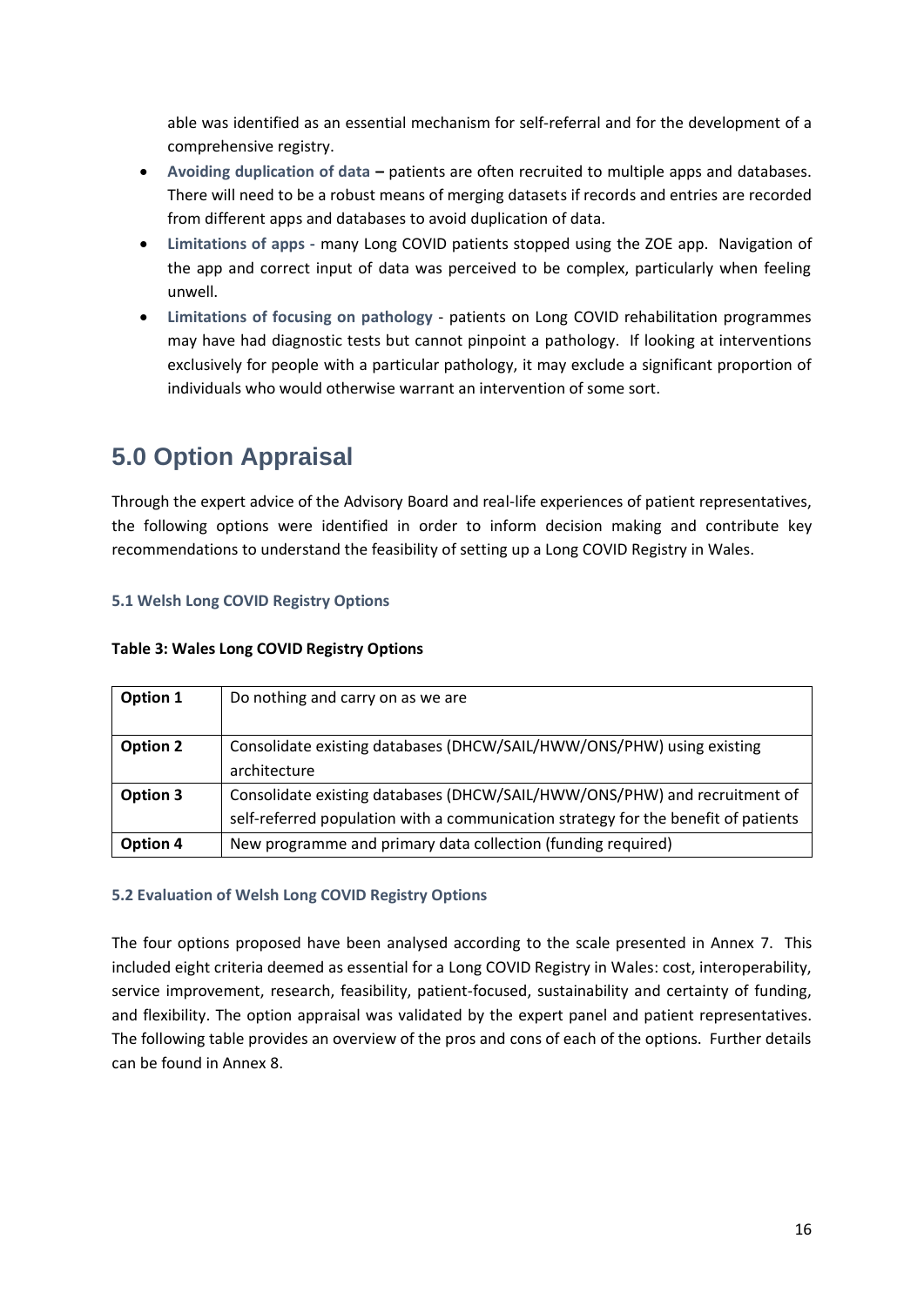able was identified as an essential mechanism for self-referral and for the development of a comprehensive registry.

- **Avoiding duplication of data –** patients are often recruited to multiple apps and databases. There will need to be a robust means of merging datasets if records and entries are recorded from different apps and databases to avoid duplication of data.
- **Limitations of apps** - many Long COVID patients stopped using the ZOE app. Navigation of the app and correct input of data was perceived to be complex, particularly when feeling unwell.
- **Limitations of focusing on pathology** - patients on Long COVID rehabilitation programmes may have had diagnostic tests but cannot pinpoint a pathology. If looking at interventions exclusively for people with a particular pathology, it may exclude a significant proportion of individuals who would otherwise warrant an intervention of some sort.

# 5.0 Option Appraisal

Through the expert advice of the Advisory Board and real-life experiences of patient representatives, the following options were identified in order to inform decision making and contribute key recommendations to understand the feasibility of setting up a Long COVID Registry in Wales.

### 5.1 Welsh Long COVID Registry Options

**Table 3: Wales Long COVID Registry Options**

| | |
|---|---|
| **Option 1** | Do nothing and carry on as we are |
| **Option 2** | Consolidate existing databases (DHCW/SAIL/HWW/ONS/PHW) using existing architecture |
| **Option 3** | Consolidate existing databases (DHCW/SAIL/HWW/ONS/PHW) and recruitment of self-referred population with a communication strategy for the benefit of patients |
| **Option 4** | New programme and primary data collection (funding required) |

### 5.2 Evaluation of Welsh Long COVID Registry Options

The four options proposed have been analysed according to the scale presented in Annex 7. This included eight criteria deemed as essential for a Long COVID Registry in Wales: cost, interoperability, service improvement, research, feasibility, patient-focused, sustainability and certainty of funding, and flexibility. The option appraisal was validated by the expert panel and patient representatives. The following table provides an overview of the pros and cons of each of the options. Further details can be found in Annex 8.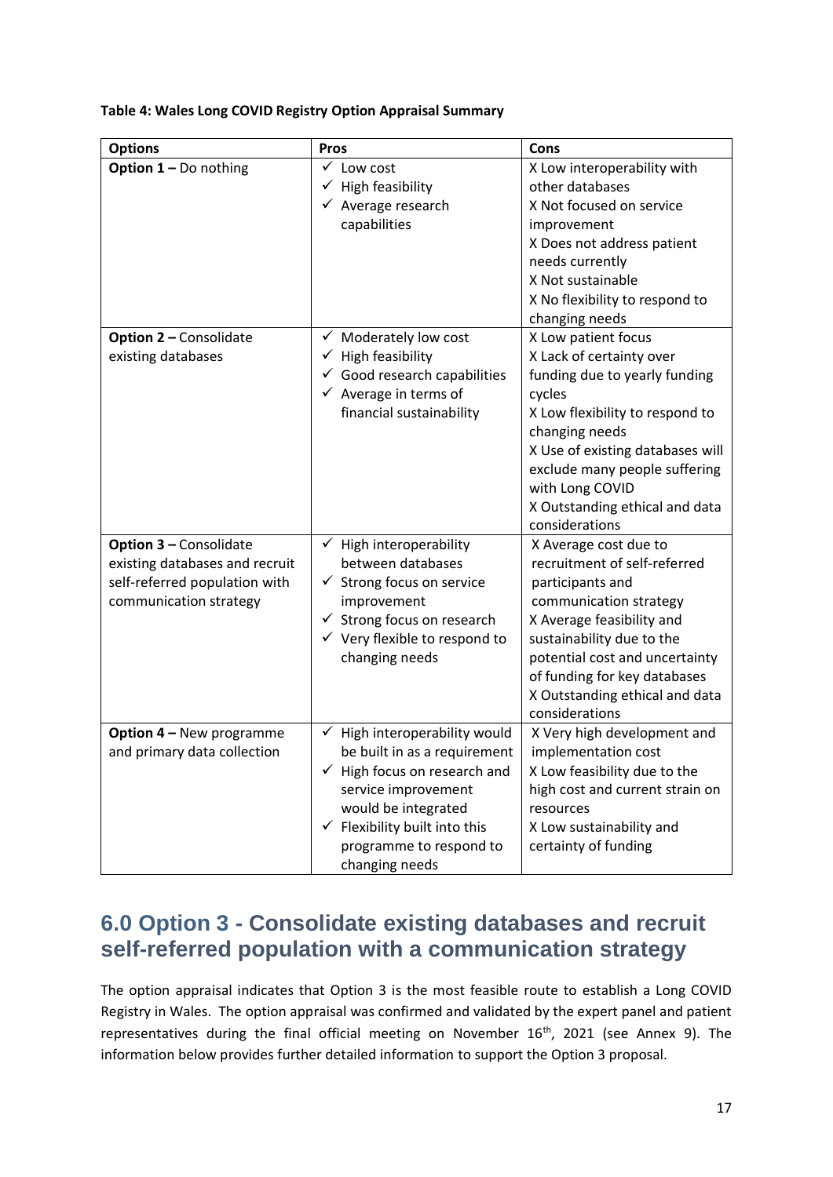**Table 4: Wales Long COVID Registry Option Appraisal Summary**

| Options | Pros | Cons |
|---|---|---|
| **Option 1 –** Do nothing | ✓ Low cost<br>✓ High feasibility<br>✓ Average research capabilities | X Low interoperability with other databases<br>X Not focused on service improvement<br>X Does not address patient needs currently<br>X Not sustainable<br>X No flexibility to respond to changing needs |
| **Option 2 –** Consolidate existing databases | ✓ Moderately low cost<br>✓ High feasibility<br>✓ Good research capabilities<br>✓ Average in terms of financial sustainability | X Low patient focus<br>X Lack of certainty over funding due to yearly funding cycles<br>X Low flexibility to respond to changing needs<br>X Use of existing databases will exclude many people suffering with Long COVID<br>X Outstanding ethical and data considerations |
| **Option 3 –** Consolidate existing databases and recruit self-referred population with communication strategy | ✓ High interoperability between databases<br>✓ Strong focus on service improvement<br>✓ Strong focus on research<br>✓ Very flexible to respond to changing needs | X Average cost due to recruitment of self-referred participants and communication strategy<br>X Average feasibility and sustainability due to the potential cost and uncertainty of funding for key databases<br>X Outstanding ethical and data considerations |
| **Option 4 –** New programme and primary data collection | ✓ High interoperability would be built in as a requirement<br>✓ High focus on research and service improvement would be integrated<br>✓ Flexibility built into this programme to respond to changing needs | X Very high development and implementation cost<br>X Low feasibility due to the high cost and current strain on resources<br>X Low sustainability and certainty of funding |

## 6.0 Option 3 - Consolidate existing databases and recruit self-referred population with a communication strategy

The option appraisal indicates that Option 3 is the most feasible route to establish a Long COVID Registry in Wales. The option appraisal was confirmed and validated by the expert panel and patient representatives during the final official meeting on November 16th, 2021 (see Annex 9). The information below provides further detailed information to support the Option 3 proposal.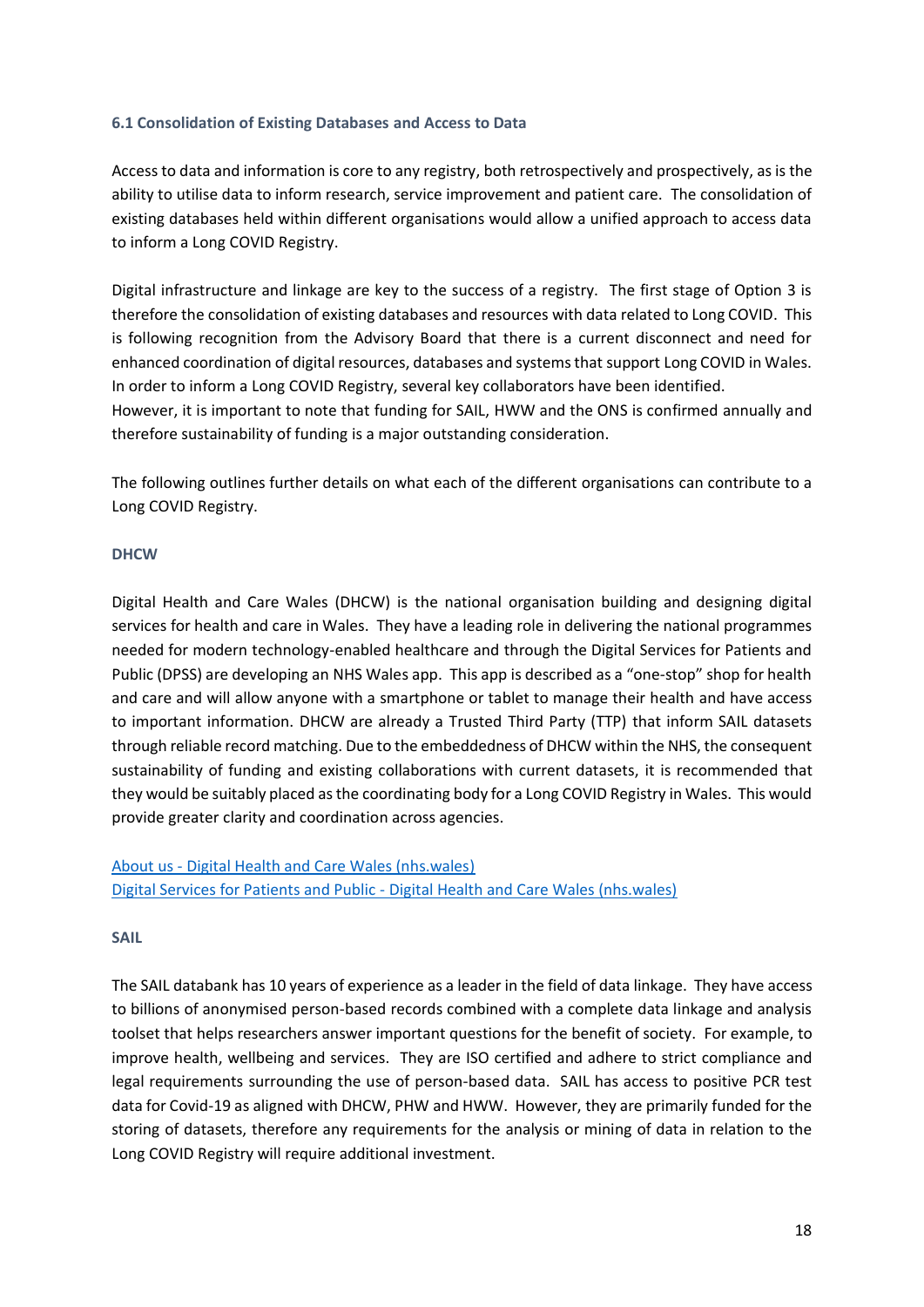### 6.1 Consolidation of Existing Databases and Access to Data

Access to data and information is core to any registry, both retrospectively and prospectively, as is the ability to utilise data to inform research, service improvement and patient care. The consolidation of existing databases held within different organisations would allow a unified approach to access data to inform a Long COVID Registry.

Digital infrastructure and linkage are key to the success of a registry. The first stage of Option 3 is therefore the consolidation of existing databases and resources with data related to Long COVID. This is following recognition from the Advisory Board that there is a current disconnect and need for enhanced coordination of digital resources, databases and systems that support Long COVID in Wales. In order to inform a Long COVID Registry, several key collaborators have been identified.
However, it is important to note that funding for SAIL, HWW and the ONS is confirmed annually and therefore sustainability of funding is a major outstanding consideration.

The following outlines further details on what each of the different organisations can contribute to a Long COVID Registry.

#### DHCW

Digital Health and Care Wales (DHCW) is the national organisation building and designing digital services for health and care in Wales. They have a leading role in delivering the national programmes needed for modern technology-enabled healthcare and through the Digital Services for Patients and Public (DPSS) are developing an NHS Wales app. This app is described as a "one-stop" shop for health and care and will allow anyone with a smartphone or tablet to manage their health and have access to important information. DHCW are already a Trusted Third Party (TTP) that inform SAIL datasets through reliable record matching. Due to the embeddedness of DHCW within the NHS, the consequent sustainability of funding and existing collaborations with current datasets, it is recommended that they would be suitably placed as the coordinating body for a Long COVID Registry in Wales. This would provide greater clarity and coordination across agencies.

About us - Digital Health and Care Wales (nhs.wales)
Digital Services for Patients and Public - Digital Health and Care Wales (nhs.wales)

#### SAIL

The SAIL databank has 10 years of experience as a leader in the field of data linkage. They have access to billions of anonymised person-based records combined with a complete data linkage and analysis toolset that helps researchers answer important questions for the benefit of society. For example, to improve health, wellbeing and services. They are ISO certified and adhere to strict compliance and legal requirements surrounding the use of person-based data. SAIL has access to positive PCR test data for Covid-19 as aligned with DHCW, PHW and HWW. However, they are primarily funded for the storing of datasets, therefore any requirements for the analysis or mining of data in relation to the Long COVID Registry will require additional investment.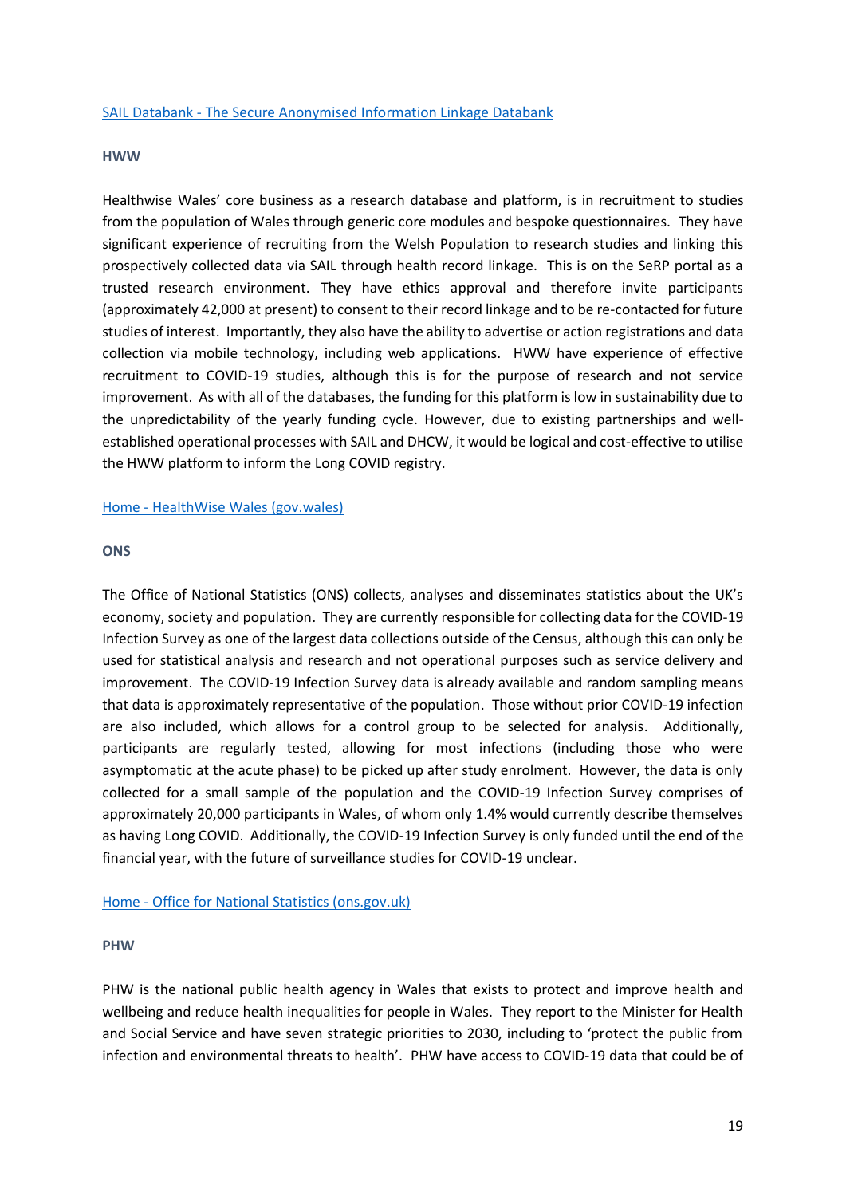[SAIL Databank - The Secure Anonymised Information Linkage Databank]

**HWW**

Healthwise Wales' core business as a research database and platform, is in recruitment to studies from the population of Wales through generic core modules and bespoke questionnaires. They have significant experience of recruiting from the Welsh Population to research studies and linking this prospectively collected data via SAIL through health record linkage. This is on the SeRP portal as a trusted research environment. They have ethics approval and therefore invite participants (approximately 42,000 at present) to consent to their record linkage and to be re-contacted for future studies of interest. Importantly, they also have the ability to advertise or action registrations and data collection via mobile technology, including web applications. HWW have experience of effective recruitment to COVID-19 studies, although this is for the purpose of research and not service improvement. As with all of the databases, the funding for this platform is low in sustainability due to the unpredictability of the yearly funding cycle. However, due to existing partnerships and well-established operational processes with SAIL and DHCW, it would be logical and cost-effective to utilise the HWW platform to inform the Long COVID registry.

[Home - HealthWise Wales (gov.wales)]

**ONS**

The Office of National Statistics (ONS) collects, analyses and disseminates statistics about the UK's economy, society and population. They are currently responsible for collecting data for the COVID-19 Infection Survey as one of the largest data collections outside of the Census, although this can only be used for statistical analysis and research and not operational purposes such as service delivery and improvement. The COVID-19 Infection Survey data is already available and random sampling means that data is approximately representative of the population. Those without prior COVID-19 infection are also included, which allows for a control group to be selected for analysis. Additionally, participants are regularly tested, allowing for most infections (including those who were asymptomatic at the acute phase) to be picked up after study enrolment. However, the data is only collected for a small sample of the population and the COVID-19 Infection Survey comprises of approximately 20,000 participants in Wales, of whom only 1.4% would currently describe themselves as having Long COVID. Additionally, the COVID-19 Infection Survey is only funded until the end of the financial year, with the future of surveillance studies for COVID-19 unclear.

[Home - Office for National Statistics (ons.gov.uk)]

**PHW**

PHW is the national public health agency in Wales that exists to protect and improve health and wellbeing and reduce health inequalities for people in Wales. They report to the Minister for Health and Social Service and have seven strategic priorities to 2030, including to 'protect the public from infection and environmental threats to health'. PHW have access to COVID-19 data that could be of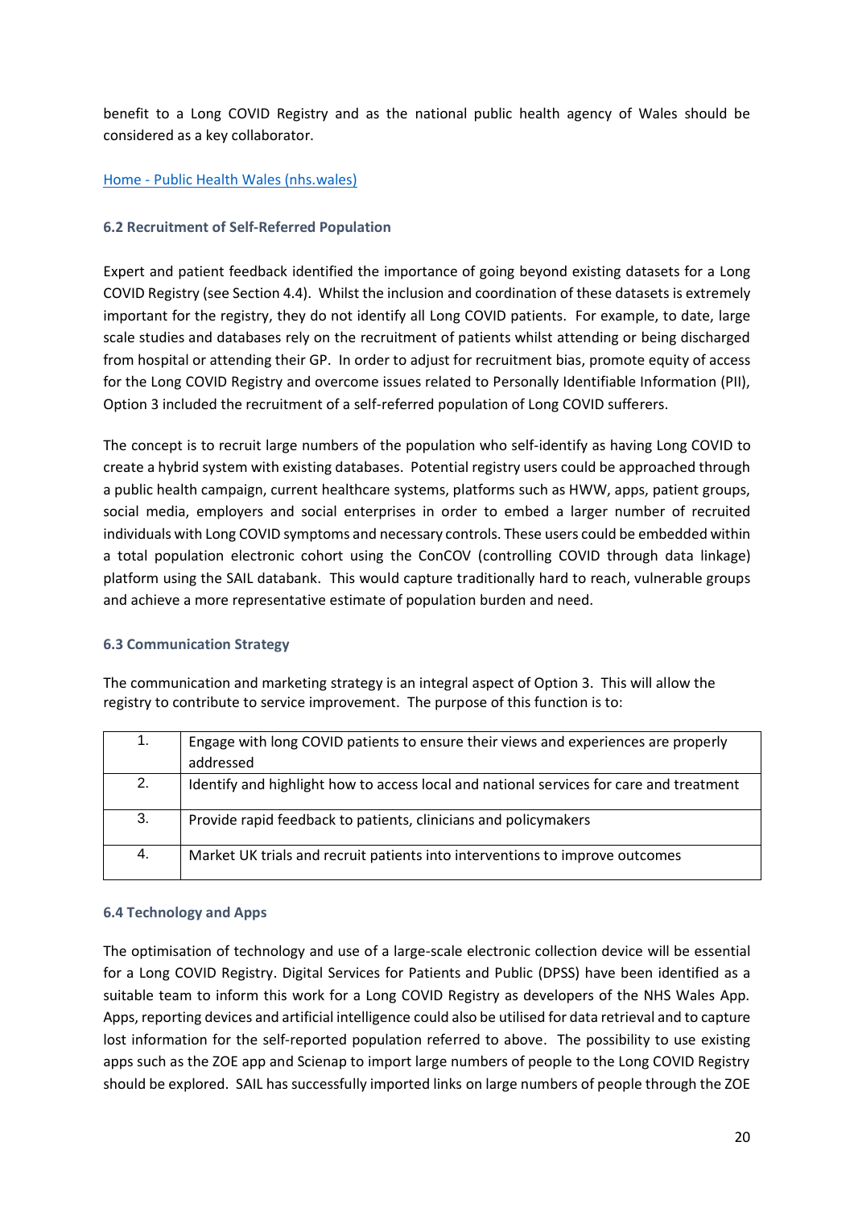benefit to a Long COVID Registry and as the national public health agency of Wales should be considered as a key collaborator.

[Home - Public Health Wales (nhs.wales)](https://phw.nhs.wales)

### 6.2 Recruitment of Self-Referred Population

Expert and patient feedback identified the importance of going beyond existing datasets for a Long COVID Registry (see Section 4.4). Whilst the inclusion and coordination of these datasets is extremely important for the registry, they do not identify all Long COVID patients. For example, to date, large scale studies and databases rely on the recruitment of patients whilst attending or being discharged from hospital or attending their GP. In order to adjust for recruitment bias, promote equity of access for the Long COVID Registry and overcome issues related to Personally Identifiable Information (PII), Option 3 included the recruitment of a self-referred population of Long COVID sufferers.

The concept is to recruit large numbers of the population who self-identify as having Long COVID to create a hybrid system with existing databases. Potential registry users could be approached through a public health campaign, current healthcare systems, platforms such as HWW, apps, patient groups, social media, employers and social enterprises in order to embed a larger number of recruited individuals with Long COVID symptoms and necessary controls. These users could be embedded within a total population electronic cohort using the ConCOV (controlling COVID through data linkage) platform using the SAIL databank. This would capture traditionally hard to reach, vulnerable groups and achieve a more representative estimate of population burden and need.

### 6.3 Communication Strategy

The communication and marketing strategy is an integral aspect of Option 3. This will allow the registry to contribute to service improvement. The purpose of this function is to:

| | |
|---|---|
| 1. | Engage with long COVID patients to ensure their views and experiences are properly addressed |
| 2. | Identify and highlight how to access local and national services for care and treatment |
| 3. | Provide rapid feedback to patients, clinicians and policymakers |
| 4. | Market UK trials and recruit patients into interventions to improve outcomes |

### 6.4 Technology and Apps

The optimisation of technology and use of a large-scale electronic collection device will be essential for a Long COVID Registry. Digital Services for Patients and Public (DPSS) have been identified as a suitable team to inform this work for a Long COVID Registry as developers of the NHS Wales App. Apps, reporting devices and artificial intelligence could also be utilised for data retrieval and to capture lost information for the self-reported population referred to above. The possibility to use existing apps such as the ZOE app and Scienap to import large numbers of people to the Long COVID Registry should be explored. SAIL has successfully imported links on large numbers of people through the ZOE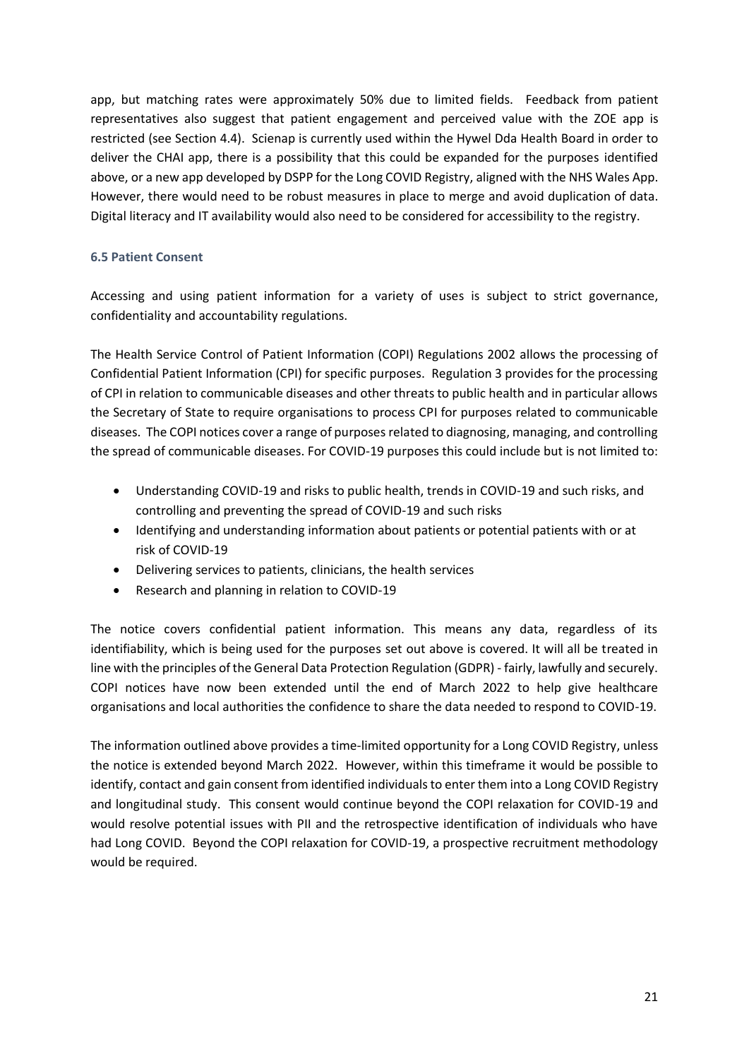app, but matching rates were approximately 50% due to limited fields. Feedback from patient representatives also suggest that patient engagement and perceived value with the ZOE app is restricted (see Section 4.4). Scienap is currently used within the Hywel Dda Health Board in order to deliver the CHAI app, there is a possibility that this could be expanded for the purposes identified above, or a new app developed by DSPP for the Long COVID Registry, aligned with the NHS Wales App. However, there would need to be robust measures in place to merge and avoid duplication of data. Digital literacy and IT availability would also need to be considered for accessibility to the registry.

### 6.5 Patient Consent

Accessing and using patient information for a variety of uses is subject to strict governance, confidentiality and accountability regulations.

The Health Service Control of Patient Information (COPI) Regulations 2002 allows the processing of Confidential Patient Information (CPI) for specific purposes. Regulation 3 provides for the processing of CPI in relation to communicable diseases and other threats to public health and in particular allows the Secretary of State to require organisations to process CPI for purposes related to communicable diseases. The COPI notices cover a range of purposes related to diagnosing, managing, and controlling the spread of communicable diseases. For COVID-19 purposes this could include but is not limited to:

- Understanding COVID-19 and risks to public health, trends in COVID-19 and such risks, and controlling and preventing the spread of COVID-19 and such risks
- Identifying and understanding information about patients or potential patients with or at risk of COVID-19
- Delivering services to patients, clinicians, the health services
- Research and planning in relation to COVID-19

The notice covers confidential patient information. This means any data, regardless of its identifiability, which is being used for the purposes set out above is covered. It will all be treated in line with the principles of the General Data Protection Regulation (GDPR) - fairly, lawfully and securely. COPI notices have now been extended until the end of March 2022 to help give healthcare organisations and local authorities the confidence to share the data needed to respond to COVID-19.

The information outlined above provides a time-limited opportunity for a Long COVID Registry, unless the notice is extended beyond March 2022. However, within this timeframe it would be possible to identify, contact and gain consent from identified individuals to enter them into a Long COVID Registry and longitudinal study. This consent would continue beyond the COPI relaxation for COVID-19 and would resolve potential issues with PII and the retrospective identification of individuals who have had Long COVID. Beyond the COPI relaxation for COVID-19, a prospective recruitment methodology would be required.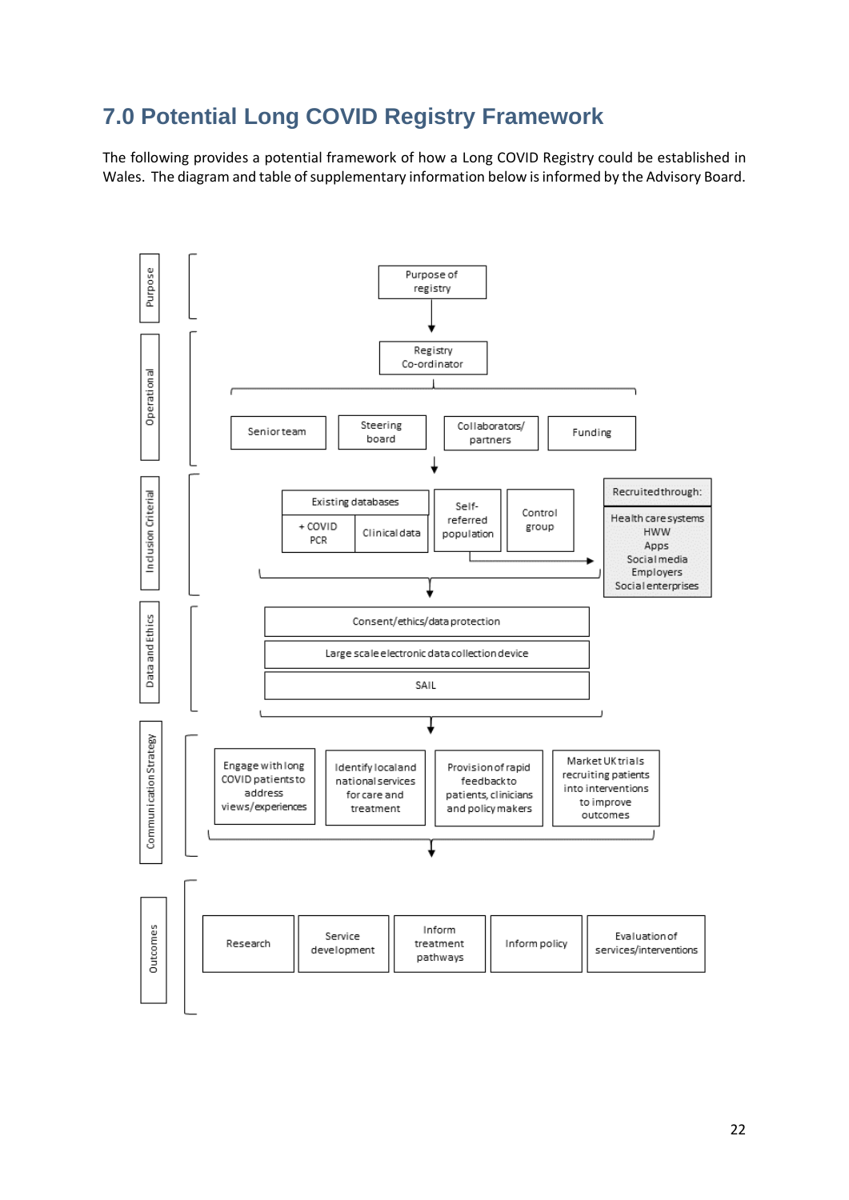# 7.0 Potential Long COVID Registry Framework

The following provides a potential framework of how a Long COVID Registry could be established in Wales. The diagram and table of supplementary information below is informed by the Advisory Board.

**Purpose**

Purpose of registry

**Operational**

Registry Co-ordinator

- Senior team
- Steering board
- Collaborators/ partners
- Funding

**Inclusion Criterial**

- Existing databases
  - + COVID PCR
  - Clinical data
- Self-referred population
- Control group

Recruited through:

- Health care systems
- HWW
- Apps
- Social media
- Employers
- Social enterprises

**Data and Ethics**

- Consent/ethics/data protection
- Large scale electronic data collection device
- SAIL

**Communication Strategy**

- Engage with long COVID patients to address views/experiences
- Identify local and national services for care and treatment
- Provision of rapid feedback to patients, clinicians and policy makers
- Market UK trials recruiting patients into interventions to improve outcomes

**Outcomes**

- Research
- Service development
- Inform treatment pathways
- Inform policy
- Evaluation of services/interventions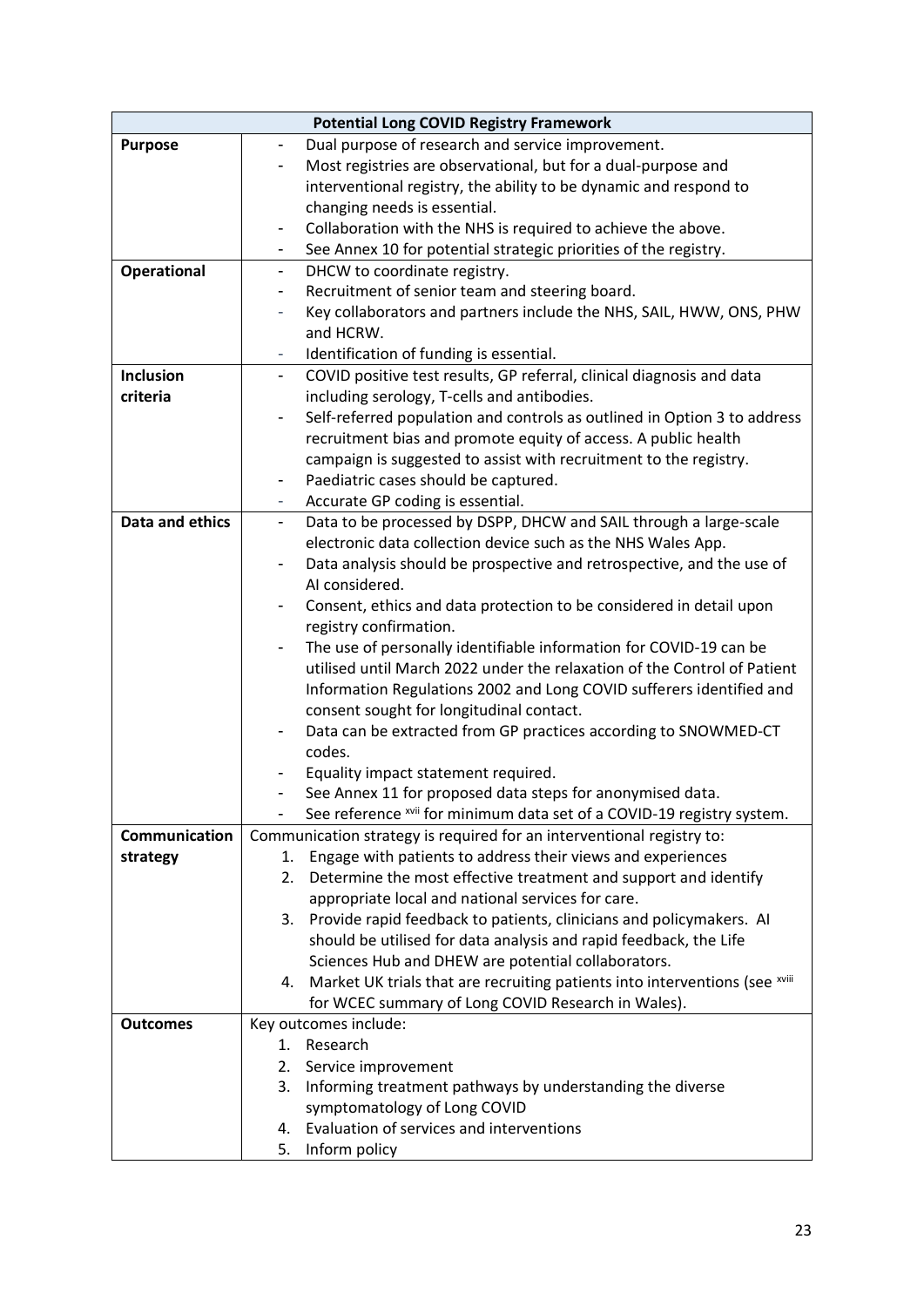| Potential Long COVID Registry Framework | |
|---|---|
| **Purpose** | - Dual purpose of research and service improvement.<br>- Most registries are observational, but for a dual-purpose and interventional registry, the ability to be dynamic and respond to changing needs is essential.<br>- Collaboration with the NHS is required to achieve the above.<br>- See Annex 10 for potential strategic priorities of the registry. |
| **Operational** | - DHCW to coordinate registry.<br>- Recruitment of senior team and steering board.<br>- Key collaborators and partners include the NHS, SAIL, HWW, ONS, PHW and HCRW.<br>- Identification of funding is essential. |
| **Inclusion criteria** | - COVID positive test results, GP referral, clinical diagnosis and data including serology, T-cells and antibodies.<br>- Self-referred population and controls as outlined in Option 3 to address recruitment bias and promote equity of access. A public health campaign is suggested to assist with recruitment to the registry.<br>- Paediatric cases should be captured.<br>- Accurate GP coding is essential. |
| **Data and ethics** | - Data to be processed by DSPP, DHCW and SAIL through a large-scale electronic data collection device such as the NHS Wales App.<br>- Data analysis should be prospective and retrospective, and the use of AI considered.<br>- Consent, ethics and data protection to be considered in detail upon registry confirmation.<br>- The use of personally identifiable information for COVID-19 can be utilised until March 2022 under the relaxation of the Control of Patient Information Regulations 2002 and Long COVID sufferers identified and consent sought for longitudinal contact.<br>- Data can be extracted from GP practices according to SNOWMED-CT codes.<br>- Equality impact statement required.<br>- See Annex 11 for proposed data steps for anonymised data.<br>- See reference [xvii] for minimum data set of a COVID-19 registry system. |
| **Communication strategy** | Communication strategy is required for an interventional registry to:<br>1. Engage with patients to address their views and experiences<br>2. Determine the most effective treatment and support and identify appropriate local and national services for care.<br>3. Provide rapid feedback to patients, clinicians and policymakers. AI should be utilised for data analysis and rapid feedback, the Life Sciences Hub and DHEW are potential collaborators.<br>4. Market UK trials that are recruiting patients into interventions (see [xviii] for WCEC summary of Long COVID Research in Wales). |
| **Outcomes** | Key outcomes include:<br>1. Research<br>2. Service improvement<br>3. Informing treatment pathways by understanding the diverse symptomatology of Long COVID<br>4. Evaluation of services and interventions<br>5. Inform policy |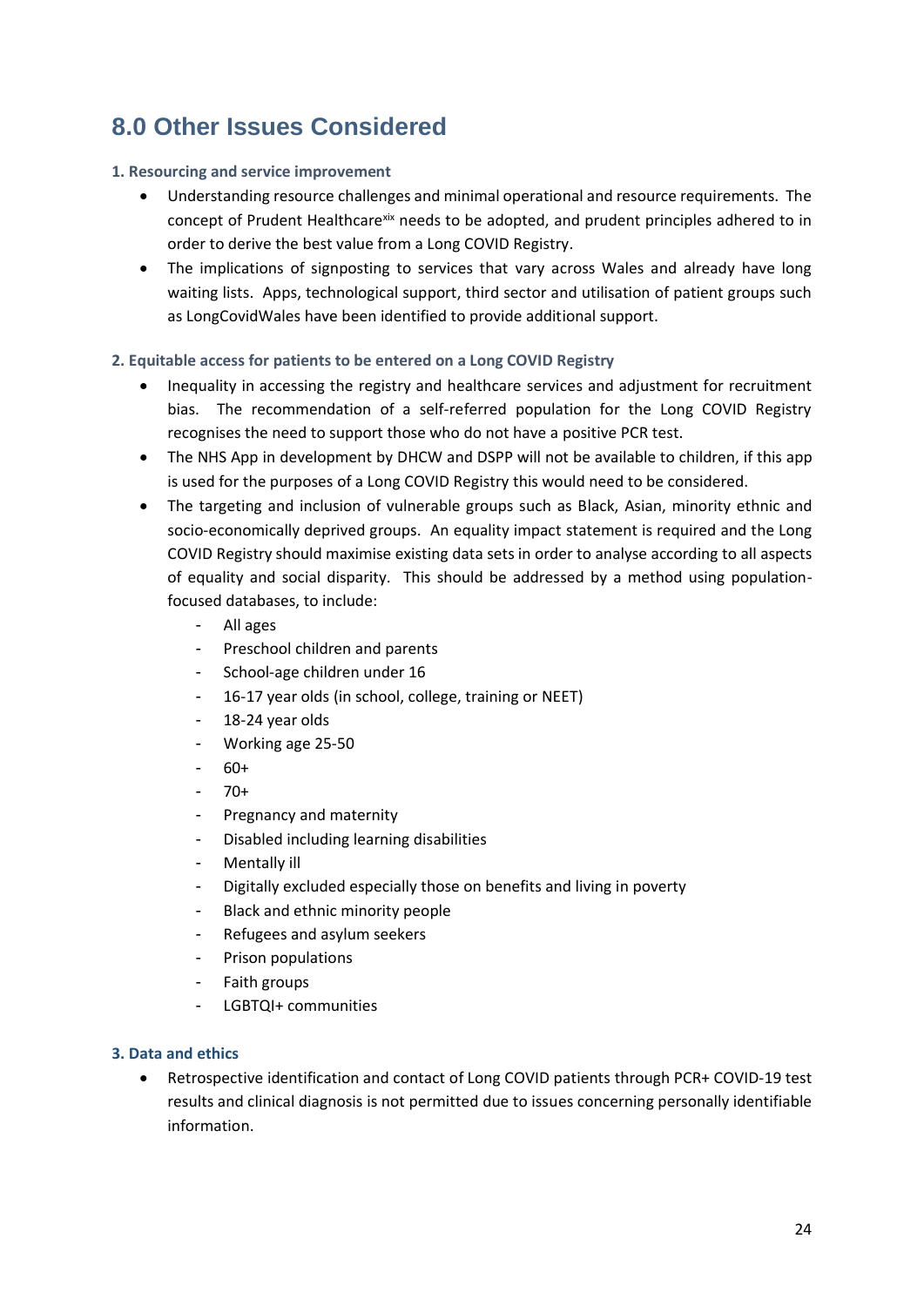# 8.0 Other Issues Considered

### 1. Resourcing and service improvement

- Understanding resource challenges and minimal operational and resource requirements. The concept of Prudent Healthcare[xix] needs to be adopted, and prudent principles adhered to in order to derive the best value from a Long COVID Registry.
- The implications of signposting to services that vary across Wales and already have long waiting lists. Apps, technological support, third sector and utilisation of patient groups such as LongCovidWales have been identified to provide additional support.

### 2. Equitable access for patients to be entered on a Long COVID Registry

- Inequality in accessing the registry and healthcare services and adjustment for recruitment bias. The recommendation of a self-referred population for the Long COVID Registry recognises the need to support those who do not have a positive PCR test.
- The NHS App in development by DHCW and DSPP will not be available to children, if this app is used for the purposes of a Long COVID Registry this would need to be considered.
- The targeting and inclusion of vulnerable groups such as Black, Asian, minority ethnic and socio-economically deprived groups. An equality impact statement is required and the Long COVID Registry should maximise existing data sets in order to analyse according to all aspects of equality and social disparity. This should be addressed by a method using population-focused databases, to include:
  - All ages
  - Preschool children and parents
  - School-age children under 16
  - 16-17 year olds (in school, college, training or NEET)
  - 18-24 year olds
  - Working age 25-50
  - 60+
  - 70+
  - Pregnancy and maternity
  - Disabled including learning disabilities
  - Mentally ill
  - Digitally excluded especially those on benefits and living in poverty
  - Black and ethnic minority people
  - Refugees and asylum seekers
  - Prison populations
  - Faith groups
  - LGBTQI+ communities

### 3. Data and ethics

- Retrospective identification and contact of Long COVID patients through PCR+ COVID-19 test results and clinical diagnosis is not permitted due to issues concerning personally identifiable information.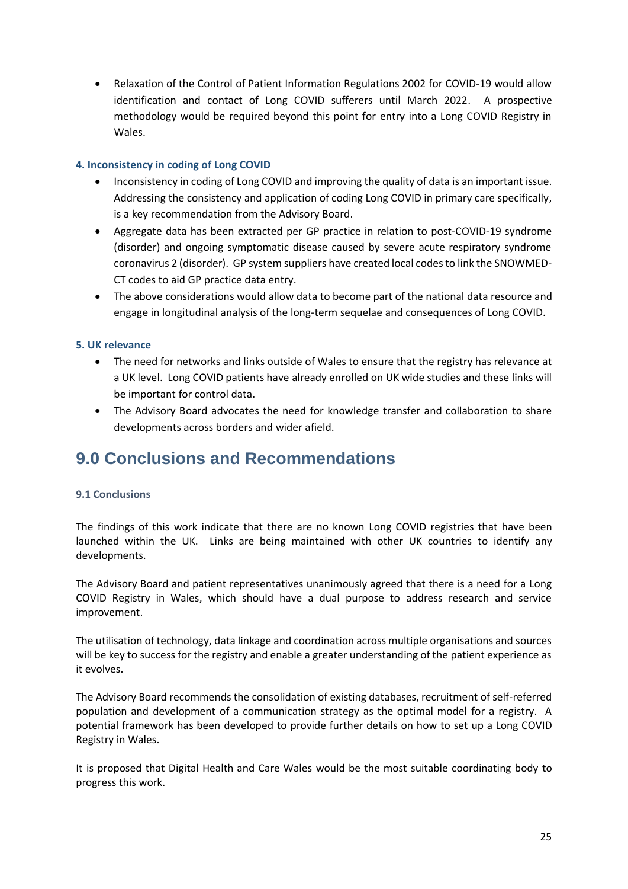- Relaxation of the Control of Patient Information Regulations 2002 for COVID-19 would allow identification and contact of Long COVID sufferers until March 2022. A prospective methodology would be required beyond this point for entry into a Long COVID Registry in Wales.

#### 4. Inconsistency in coding of Long COVID

- Inconsistency in coding of Long COVID and improving the quality of data is an important issue. Addressing the consistency and application of coding Long COVID in primary care specifically, is a key recommendation from the Advisory Board.
- Aggregate data has been extracted per GP practice in relation to post-COVID-19 syndrome (disorder) and ongoing symptomatic disease caused by severe acute respiratory syndrome coronavirus 2 (disorder). GP system suppliers have created local codes to link the SNOWMED-CT codes to aid GP practice data entry.
- The above considerations would allow data to become part of the national data resource and engage in longitudinal analysis of the long-term sequelae and consequences of Long COVID.

#### 5. UK relevance

- The need for networks and links outside of Wales to ensure that the registry has relevance at a UK level. Long COVID patients have already enrolled on UK wide studies and these links will be important for control data.
- The Advisory Board advocates the need for knowledge transfer and collaboration to share developments across borders and wider afield.

# 9.0 Conclusions and Recommendations

### 9.1 Conclusions

The findings of this work indicate that there are no known Long COVID registries that have been launched within the UK. Links are being maintained with other UK countries to identify any developments.

The Advisory Board and patient representatives unanimously agreed that there is a need for a Long COVID Registry in Wales, which should have a dual purpose to address research and service improvement.

The utilisation of technology, data linkage and coordination across multiple organisations and sources will be key to success for the registry and enable a greater understanding of the patient experience as it evolves.

The Advisory Board recommends the consolidation of existing databases, recruitment of self-referred population and development of a communication strategy as the optimal model for a registry. A potential framework has been developed to provide further details on how to set up a Long COVID Registry in Wales.

It is proposed that Digital Health and Care Wales would be the most suitable coordinating body to progress this work.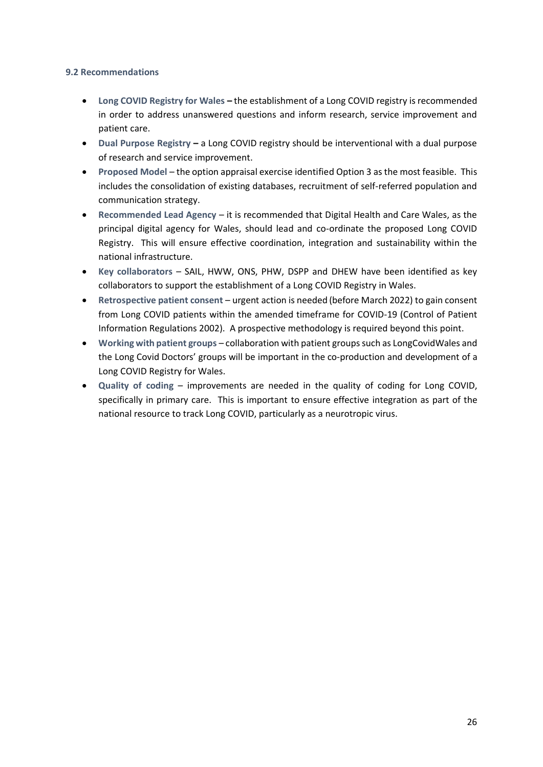### 9.2 Recommendations

- **Long COVID Registry for Wales –** the establishment of a Long COVID registry is recommended in order to address unanswered questions and inform research, service improvement and patient care.
- **Dual Purpose Registry –** a Long COVID registry should be interventional with a dual purpose of research and service improvement.
- **Proposed Model** – the option appraisal exercise identified Option 3 as the most feasible. This includes the consolidation of existing databases, recruitment of self-referred population and communication strategy.
- **Recommended Lead Agency** – it is recommended that Digital Health and Care Wales, as the principal digital agency for Wales, should lead and co-ordinate the proposed Long COVID Registry. This will ensure effective coordination, integration and sustainability within the national infrastructure.
- **Key collaborators** – SAIL, HWW, ONS, PHW, DSPP and DHEW have been identified as key collaborators to support the establishment of a Long COVID Registry in Wales.
- **Retrospective patient consent** – urgent action is needed (before March 2022) to gain consent from Long COVID patients within the amended timeframe for COVID-19 (Control of Patient Information Regulations 2002). A prospective methodology is required beyond this point.
- **Working with patient groups** – collaboration with patient groups such as LongCovidWales and the Long Covid Doctors' groups will be important in the co-production and development of a Long COVID Registry for Wales.
- **Quality of coding** – improvements are needed in the quality of coding for Long COVID, specifically in primary care. This is important to ensure effective integration as part of the national resource to track Long COVID, particularly as a neurotropic virus.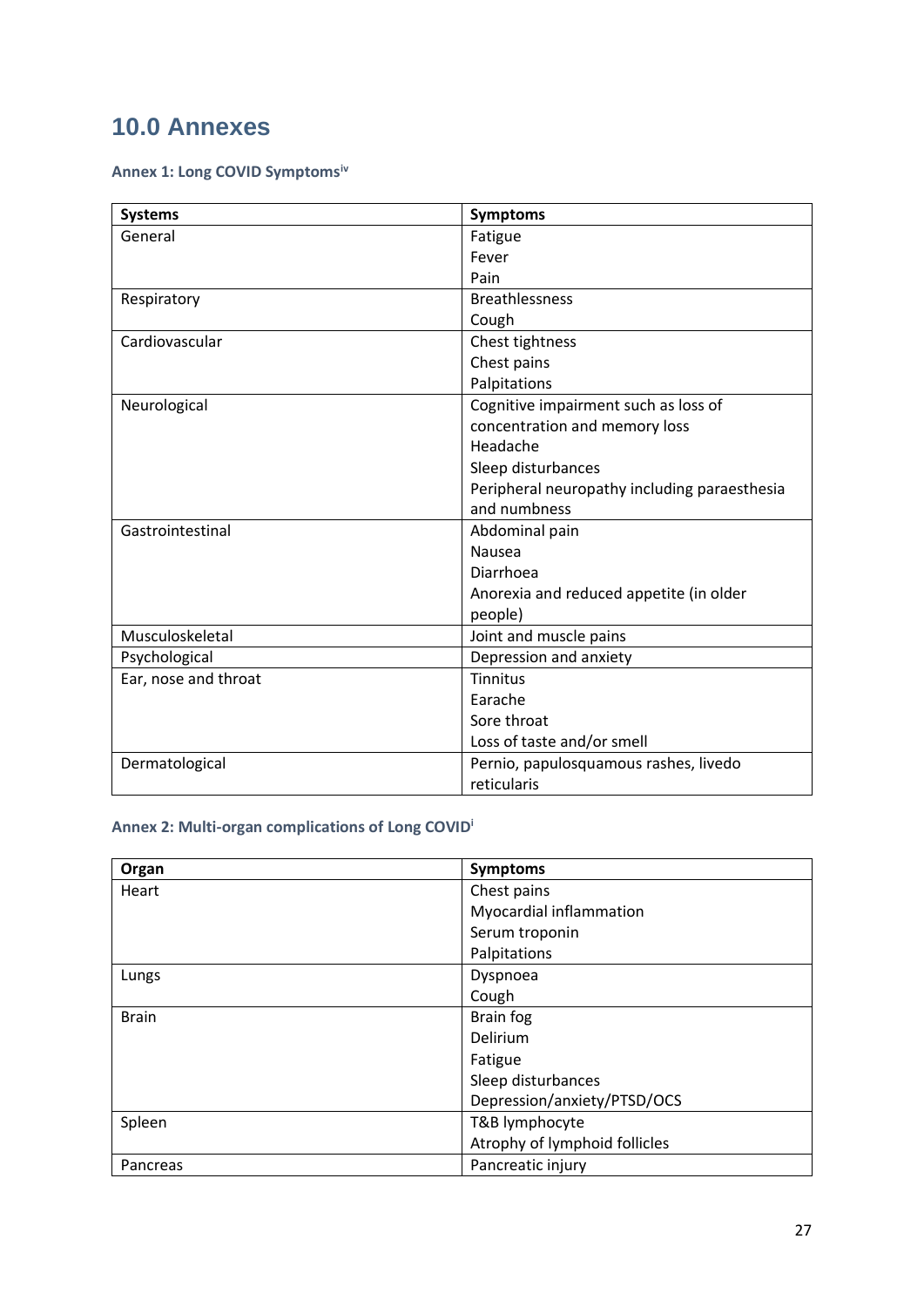# 10.0 Annexes

### Annex 1: Long COVID Symptoms[iv]

| Systems | Symptoms |
|---|---|
| General | Fatigue<br>Fever<br>Pain |
| Respiratory | Breathlessness<br>Cough |
| Cardiovascular | Chest tightness<br>Chest pains<br>Palpitations |
| Neurological | Cognitive impairment such as loss of concentration and memory loss<br>Headache<br>Sleep disturbances<br>Peripheral neuropathy including paraesthesia and numbness |
| Gastrointestinal | Abdominal pain<br>Nausea<br>Diarrhoea<br>Anorexia and reduced appetite (in older people) |
| Musculoskeletal | Joint and muscle pains |
| Psychological | Depression and anxiety |
| Ear, nose and throat | Tinnitus<br>Earache<br>Sore throat<br>Loss of taste and/or smell |
| Dermatological | Pernio, papulosquamous rashes, livedo reticularis |

### Annex 2: Multi-organ complications of Long COVID[i]

| Organ | Symptoms |
|---|---|
| Heart | Chest pains<br>Myocardial inflammation<br>Serum troponin<br>Palpitations |
| Lungs | Dyspnoea<br>Cough |
| Brain | Brain fog<br>Delirium<br>Fatigue<br>Sleep disturbances<br>Depression/anxiety/PTSD/OCS |
| Spleen | T&B lymphocyte<br>Atrophy of lymphoid follicles |
| Pancreas | Pancreatic injury |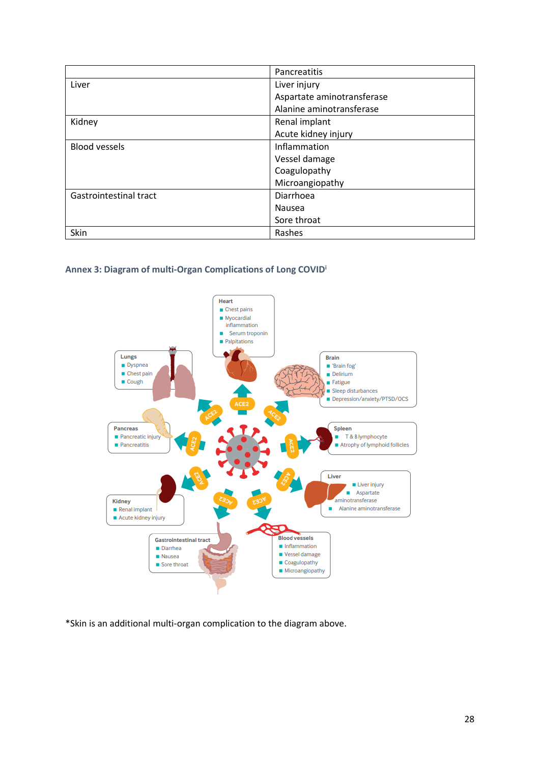| | Pancreatitis |
|---|---|
| Liver | Liver injury<br>Aspartate aminotransferase<br>Alanine aminotransferase |
| Kidney | Renal implant<br>Acute kidney injury |
| Blood vessels | Inflammation<br>Vessel damage<br>Coagulopathy<br>Microangiopathy |
| Gastrointestinal tract | Diarrhoea<br>Nausea<br>Sore throat |
| Skin | Rashes |

## Annex 3: Diagram of multi-Organ Complications of Long COVID[i]

*Skin is an additional multi-organ complication to the diagram above.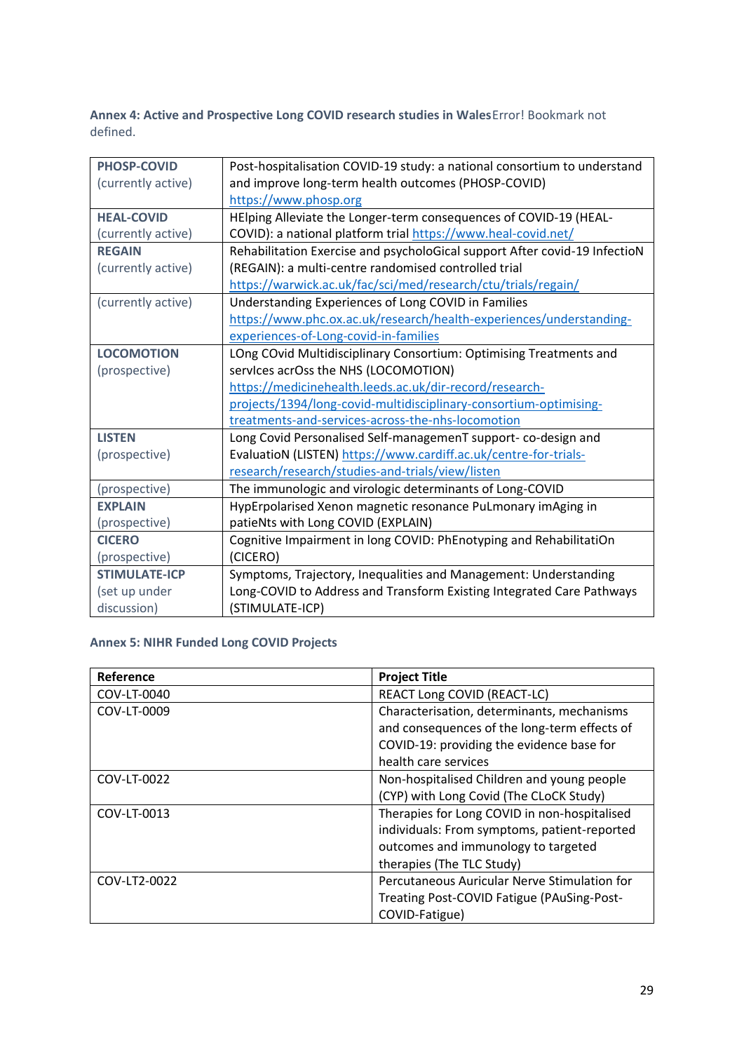### Annex 4: Active and Prospective Long COVID research studies in Wales Error! Bookmark not defined.

| | |
|---|---|
| **PHOSP-COVID** (currently active) | Post-hospitalisation COVID-19 study: a national consortium to understand and improve long-term health outcomes (PHOSP-COVID) https://www.phosp.org |
| **HEAL-COVID** (currently active) | HElping Alleviate the Longer-term consequences of COVID-19 (HEAL-COVID): a national platform trial https://www.heal-covid.net/ |
| **REGAIN** (currently active) | Rehabilitation Exercise and psycholoGical support After covid-19 InfectioN (REGAIN): a multi-centre randomised controlled trial https://warwick.ac.uk/fac/sci/med/research/ctu/trials/regain/ |
| (currently active) | Understanding Experiences of Long COVID in Families https://www.phc.ox.ac.uk/research/health-experiences/understanding-experiences-of-Long-covid-in-families |
| **LOCOMOTION** (prospective) | LOng COvid Multidisciplinary Consortium: Optimising Treatments and servIces acrOss the NHS (LOCOMOTION) https://medicinehealth.leeds.ac.uk/dir-record/research-projects/1394/long-covid-multidisciplinary-consortium-optimising-treatments-and-services-across-the-nhs-locomotion |
| **LISTEN** (prospective) | Long Covid Personalised Self-managemenT support- co-design and EvaluatioN (LISTEN) https://www.cardiff.ac.uk/centre-for-trials-research/research/studies-and-trials/view/listen |
| (prospective) | The immunologic and virologic determinants of Long-COVID |
| **EXPLAIN** (prospective) | HypErpolarised Xenon magnetic resonance PuLmonary imAging in patieNts with Long COVID (EXPLAIN) |
| **CICERO** (prospective) | Cognitive Impairment in long COVID: PhEnotyping and RehabilitatiOn (CICERO) |
| **STIMULATE-ICP** (set up under discussion) | Symptoms, Trajectory, Inequalities and Management: Understanding Long-COVID to Address and Transform Existing Integrated Care Pathways (STIMULATE-ICP) |

### Annex 5: NIHR Funded Long COVID Projects

| Reference | Project Title |
|---|---|
| COV-LT-0040 | REACT Long COVID (REACT-LC) |
| COV-LT-0009 | Characterisation, determinants, mechanisms and consequences of the long-term effects of COVID-19: providing the evidence base for health care services |
| COV-LT-0022 | Non-hospitalised Children and young people (CYP) with Long Covid (The CLoCK Study) |
| COV-LT-0013 | Therapies for Long COVID in non-hospitalised individuals: From symptoms, patient-reported outcomes and immunology to targeted therapies (The TLC Study) |
| COV-LT2-0022 | Percutaneous Auricular Nerve Stimulation for Treating Post-COVID Fatigue (PAuSing-Post-COVID-Fatigue) |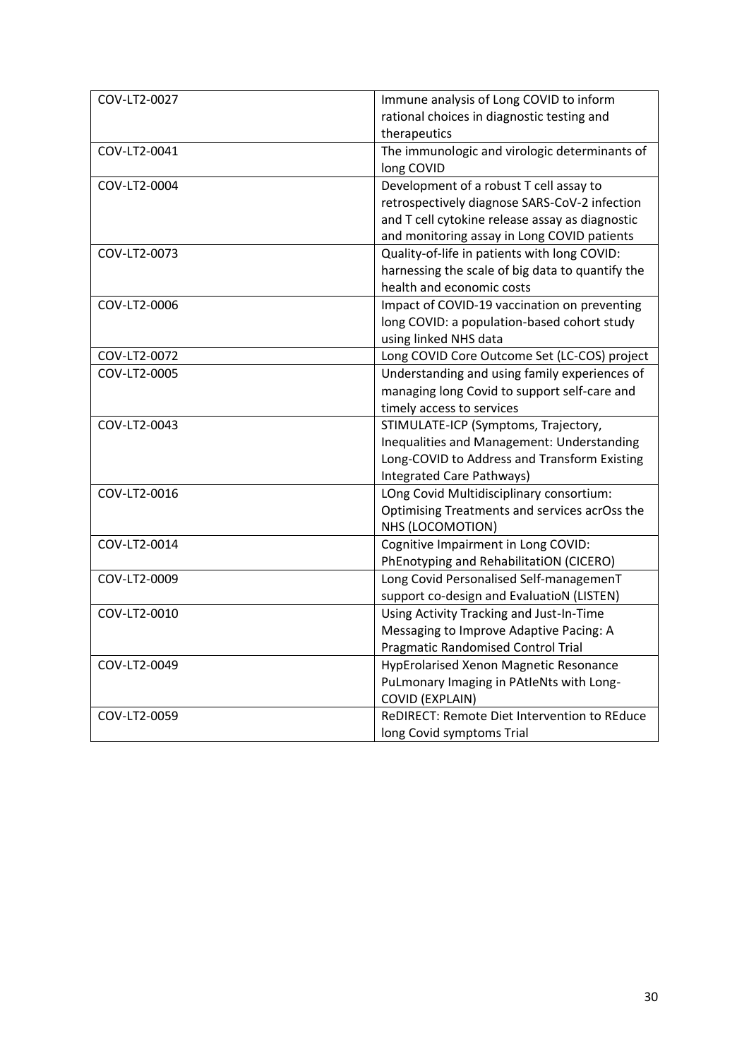| | |
|---|---|
| COV-LT2-0027 | Immune analysis of Long COVID to inform rational choices in diagnostic testing and therapeutics |
| COV-LT2-0041 | The immunologic and virologic determinants of long COVID |
| COV-LT2-0004 | Development of a robust T cell assay to retrospectively diagnose SARS-CoV-2 infection and T cell cytokine release assay as diagnostic and monitoring assay in Long COVID patients |
| COV-LT2-0073 | Quality-of-life in patients with long COVID: harnessing the scale of big data to quantify the health and economic costs |
| COV-LT2-0006 | Impact of COVID-19 vaccination on preventing long COVID: a population-based cohort study using linked NHS data |
| COV-LT2-0072 | Long COVID Core Outcome Set (LC-COS) project |
| COV-LT2-0005 | Understanding and using family experiences of managing long Covid to support self-care and timely access to services |
| COV-LT2-0043 | STIMULATE-ICP (Symptoms, Trajectory, Inequalities and Management: Understanding Long-COVID to Address and Transform Existing Integrated Care Pathways) |
| COV-LT2-0016 | LOng Covid Multidisciplinary consortium: Optimising Treatments and services acrOss the NHS (LOCOMOTION) |
| COV-LT2-0014 | Cognitive Impairment in Long COVID: PhEnotyping and RehabilitatiON (CICERO) |
| COV-LT2-0009 | Long Covid Personalised Self-managemenT support co-design and EvaluatioN (LISTEN) |
| COV-LT2-0010 | Using Activity Tracking and Just-In-Time Messaging to Improve Adaptive Pacing: A Pragmatic Randomised Control Trial |
| COV-LT2-0049 | HypErolarised Xenon Magnetic Resonance PuLmonary Imaging in PAtIeNts with Long-COVID (EXPLAIN) |
| COV-LT2-0059 | ReDIRECT: Remote Diet Intervention to REduce long Covid symptoms Trial |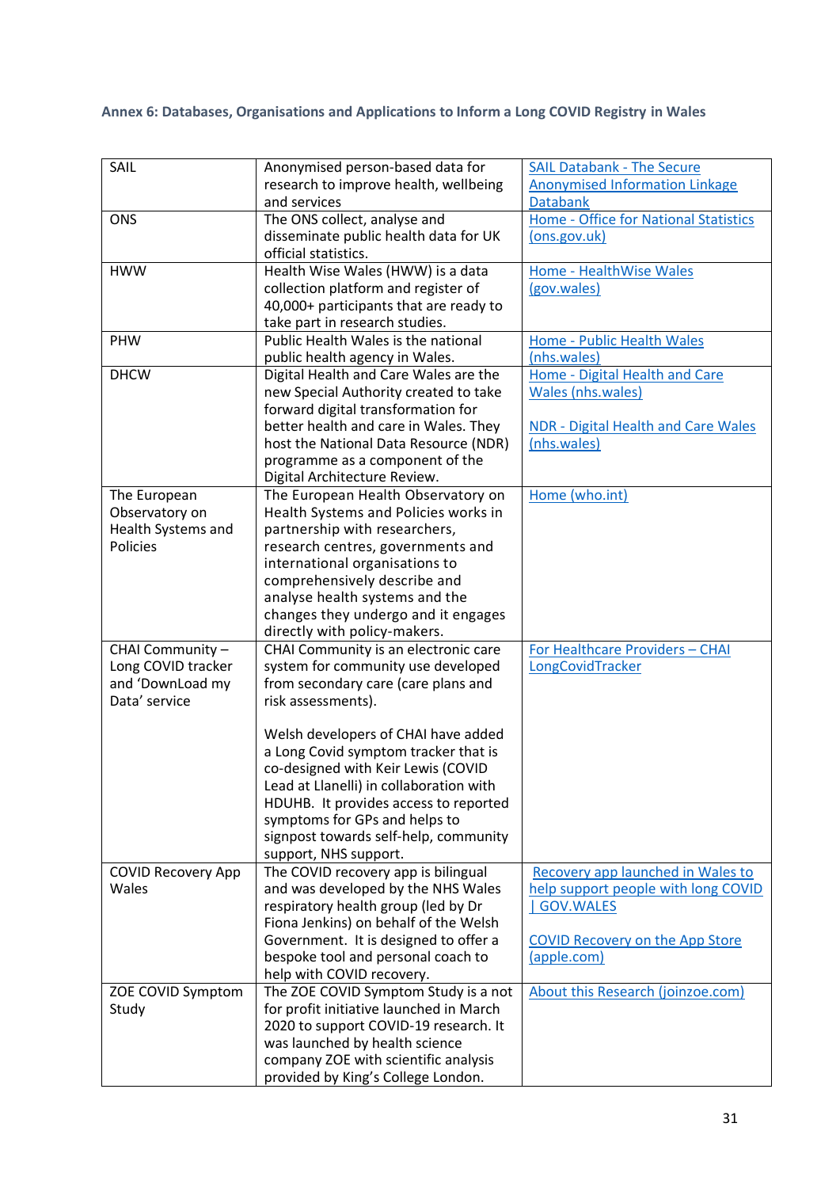### Annex 6: Databases, Organisations and Applications to Inform a Long COVID Registry in Wales

| | | |
|---|---|---|
| SAIL | Anonymised person-based data for research to improve health, wellbeing and services | SAIL Databank - The Secure Anonymised Information Linkage Databank |
| ONS | The ONS collect, analyse and disseminate public health data for UK official statistics. | Home - Office for National Statistics (ons.gov.uk) |
| HWW | Health Wise Wales (HWW) is a data collection platform and register of 40,000+ participants that are ready to take part in research studies. | Home - HealthWise Wales (gov.wales) |
| PHW | Public Health Wales is the national public health agency in Wales. | Home - Public Health Wales (nhs.wales) |
| DHCW | Digital Health and Care Wales are the new Special Authority created to take forward digital transformation for better health and care in Wales. They host the National Data Resource (NDR) programme as a component of the Digital Architecture Review. | Home - Digital Health and Care Wales (nhs.wales)<br><br>NDR - Digital Health and Care Wales (nhs.wales) |
| The European Observatory on Health Systems and Policies | The European Health Observatory on Health Systems and Policies works in partnership with researchers, research centres, governments and international organisations to comprehensively describe and analyse health systems and the changes they undergo and it engages directly with policy-makers. | Home (who.int) |
| CHAI Community – Long COVID tracker and 'DownLoad my Data' service | CHAI Community is an electronic care system for community use developed from secondary care (care plans and risk assessments).<br><br>Welsh developers of CHAI have added a Long Covid symptom tracker that is co-designed with Keir Lewis (COVID Lead at Llanelli) in collaboration with HDUHB. It provides access to reported symptoms for GPs and helps to signpost towards self-help, community support, NHS support. | For Healthcare Providers – CHAI LongCovidTracker |
| COVID Recovery App Wales | The COVID recovery app is bilingual and was developed by the NHS Wales respiratory health group (led by Dr Fiona Jenkins) on behalf of the Welsh Government. It is designed to offer a bespoke tool and personal coach to help with COVID recovery. | Recovery app launched in Wales to help support people with long COVID \| GOV.WALES<br><br>COVID Recovery on the App Store (apple.com) |
| ZOE COVID Symptom Study | The ZOE COVID Symptom Study is a not for profit initiative launched in March 2020 to support COVID-19 research. It was launched by health science company ZOE with scientific analysis provided by King's College London. | About this Research (joinzoe.com) |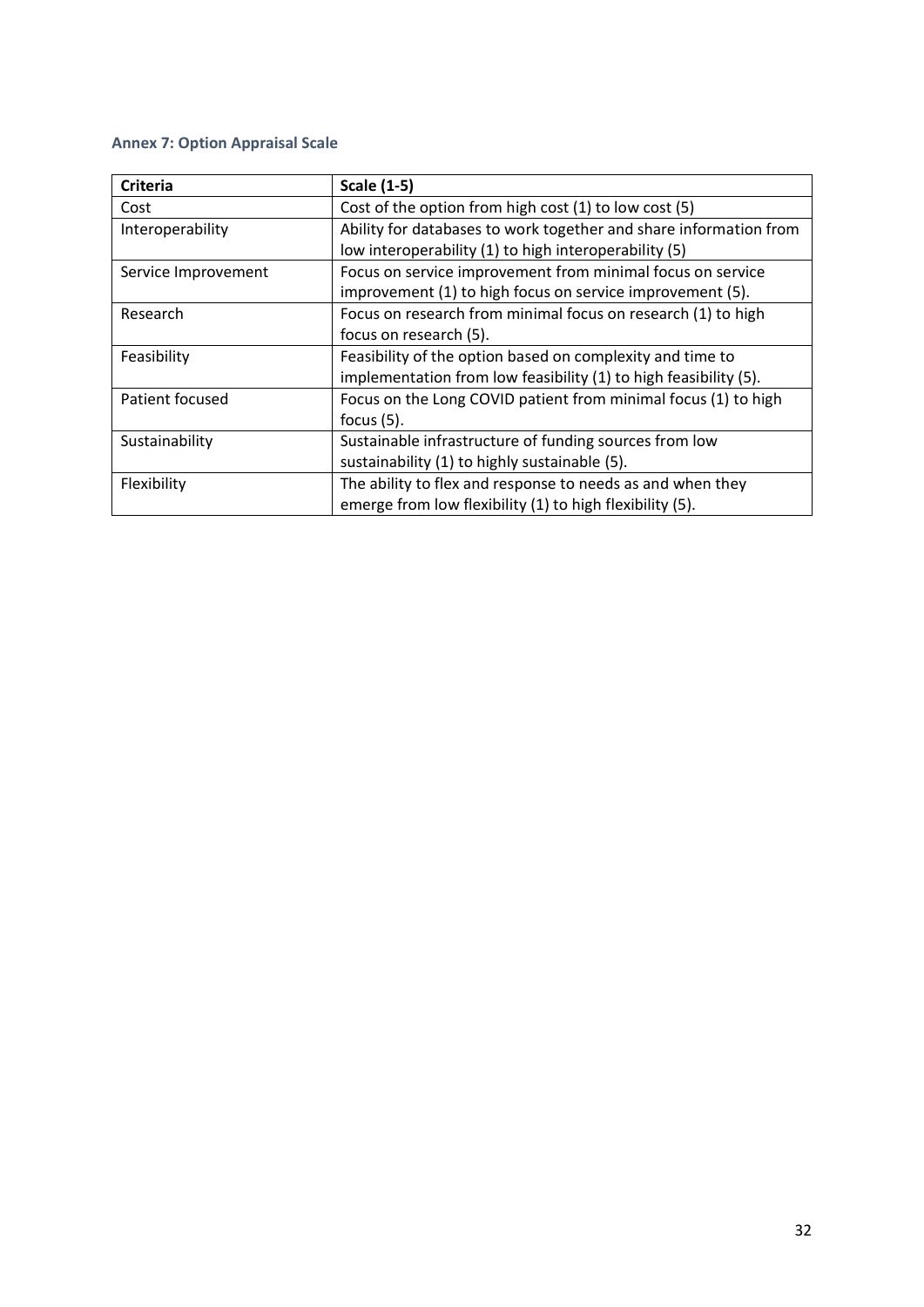### Annex 7: Option Appraisal Scale

| Criteria | Scale (1-5) |
|---|---|
| Cost | Cost of the option from high cost (1) to low cost (5) |
| Interoperability | Ability for databases to work together and share information from low interoperability (1) to high interoperability (5) |
| Service Improvement | Focus on service improvement from minimal focus on service improvement (1) to high focus on service improvement (5). |
| Research | Focus on research from minimal focus on research (1) to high focus on research (5). |
| Feasibility | Feasibility of the option based on complexity and time to implementation from low feasibility (1) to high feasibility (5). |
| Patient focused | Focus on the Long COVID patient from minimal focus (1) to high focus (5). |
| Sustainability | Sustainable infrastructure of funding sources from low sustainability (1) to highly sustainable (5). |
| Flexibility | The ability to flex and response to needs as and when they emerge from low flexibility (1) to high flexibility (5). |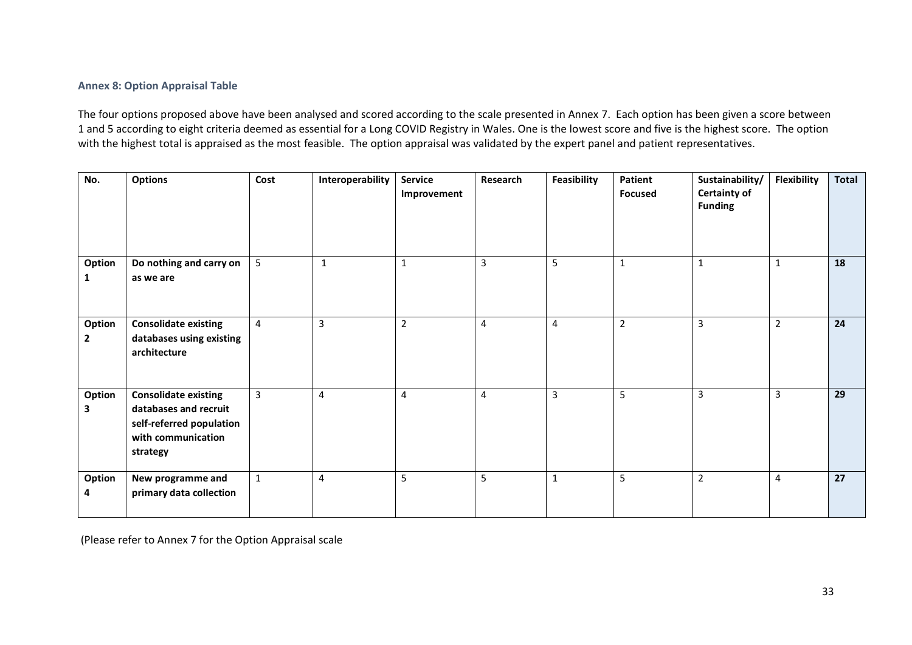### Annex 8: Option Appraisal Table

The four options proposed above have been analysed and scored according to the scale presented in Annex 7. Each option has been given a score between 1 and 5 according to eight criteria deemed as essential for a Long COVID Registry in Wales. One is the lowest score and five is the highest score. The option with the highest total is appraised as the most feasible. The option appraisal was validated by the expert panel and patient representatives.

| No. | Options | Cost | Interoperability | Service Improvement | Research | Feasibility | Patient Focused | Sustainability/ Certainty of Funding | Flexibility | Total |
|---|---|---|---|---|---|---|---|---|---|---|
| **Option 1** | **Do nothing and carry on as we are** | 5 | 1 | 1 | 3 | 5 | 1 | 1 | 1 | **18** |
| **Option 2** | **Consolidate existing databases using existing architecture** | 4 | 3 | 2 | 4 | 4 | 2 | 3 | 2 | **24** |
| **Option 3** | **Consolidate existing databases and recruit self-referred population with communication strategy** | 3 | 4 | 4 | 4 | 3 | 5 | 3 | 3 | **29** |
| **Option 4** | **New programme and primary data collection** | 1 | 4 | 5 | 5 | 1 | 5 | 2 | 4 | **27** |

(Please refer to Annex 7 for the Option Appraisal scale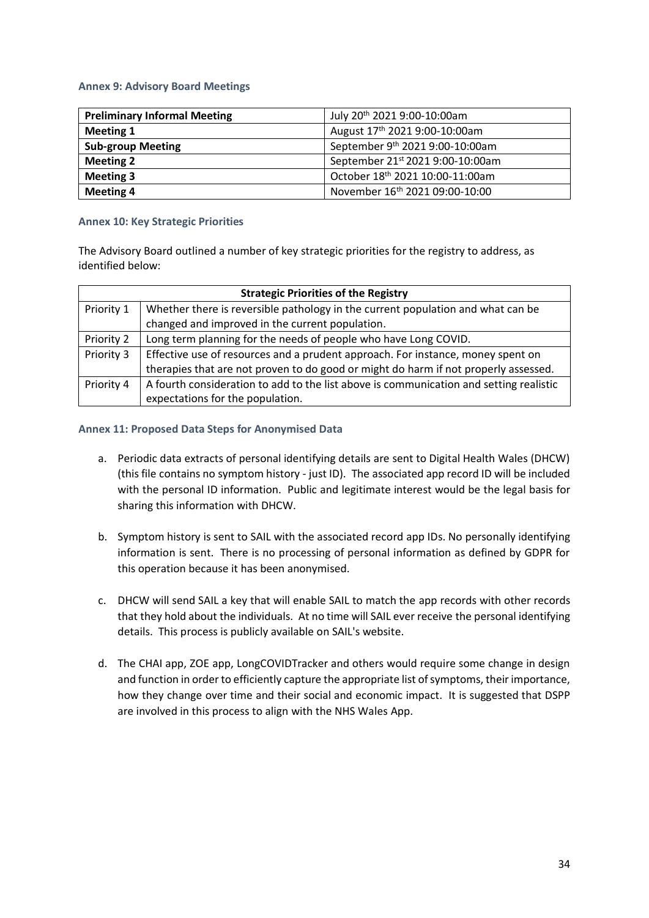### Annex 9: Advisory Board Meetings

| | |
|---|---|
| **Preliminary Informal Meeting** | July 20th 2021 9:00-10:00am |
| **Meeting 1** | August 17th 2021 9:00-10:00am |
| **Sub-group Meeting** | September 9th 2021 9:00-10:00am |
| **Meeting 2** | September 21st 2021 9:00-10:00am |
| **Meeting 3** | October 18th 2021 10:00-11:00am |
| **Meeting 4** | November 16th 2021 09:00-10:00 |

### Annex 10: Key Strategic Priorities

The Advisory Board outlined a number of key strategic priorities for the registry to address, as identified below:

| **Strategic Priorities of the Registry** | |
|---|---|
| Priority 1 | Whether there is reversible pathology in the current population and what can be changed and improved in the current population. |
| Priority 2 | Long term planning for the needs of people who have Long COVID. |
| Priority 3 | Effective use of resources and a prudent approach. For instance, money spent on therapies that are not proven to do good or might do harm if not properly assessed. |
| Priority 4 | A fourth consideration to add to the list above is communication and setting realistic expectations for the population. |

### Annex 11: Proposed Data Steps for Anonymised Data

a. Periodic data extracts of personal identifying details are sent to Digital Health Wales (DHCW) (this file contains no symptom history - just ID). The associated app record ID will be included with the personal ID information. Public and legitimate interest would be the legal basis for sharing this information with DHCW.

b. Symptom history is sent to SAIL with the associated record app IDs. No personally identifying information is sent. There is no processing of personal information as defined by GDPR for this operation because it has been anonymised.

c. DHCW will send SAIL a key that will enable SAIL to match the app records with other records that they hold about the individuals. At no time will SAIL ever receive the personal identifying details. This process is publicly available on SAIL's website.

d. The CHAI app, ZOE app, LongCOVIDTracker and others would require some change in design and function in order to efficiently capture the appropriate list of symptoms, their importance, how they change over time and their social and economic impact. It is suggested that DSPP are involved in this process to align with the NHS Wales App.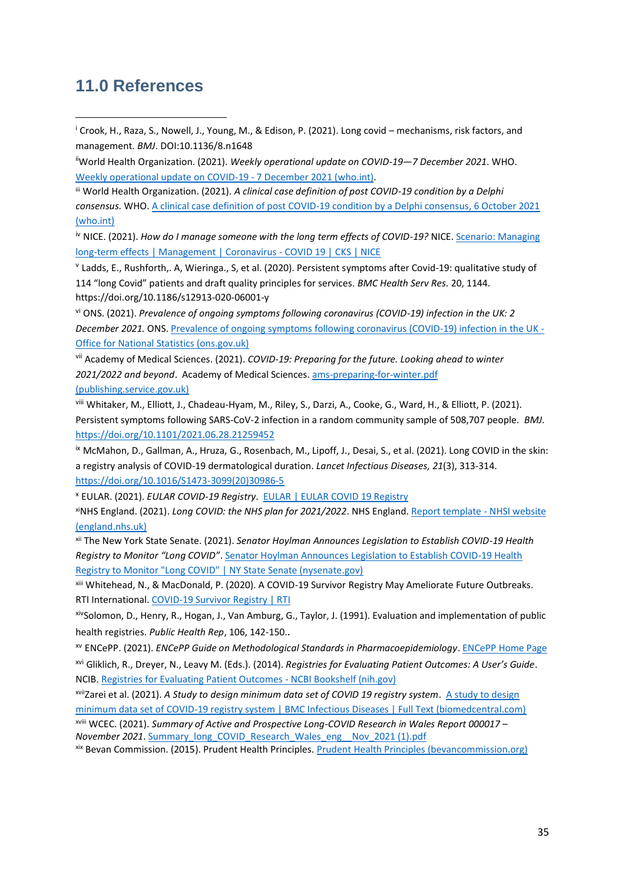## 11.0 References

[i] Crook, H., Raza, S., Nowell, J., Young, M., & Edison, P. (2021). Long covid – mechanisms, risk factors, and management. *BMJ*. DOI:10.1136/8.n1648

[ii]World Health Organization. (2021). *Weekly operational update on COVID-19—7 December 2021*. WHO. Weekly operational update on COVID-19 - 7 December 2021 (who.int).

[iii] World Health Organization. (2021). *A clinical case definition of post COVID-19 condition by a Delphi consensus.* WHO. A clinical case definition of post COVID-19 condition by a Delphi consensus, 6 October 2021 (who.int)

[iv] NICE. (2021). *How do I manage someone with the long term effects of COVID-19?* NICE. Scenario: Managing long-term effects | Management | Coronavirus - COVID 19 | CKS | NICE

[v] Ladds, E., Rushforth,. A, Wieringa., S, et al. (2020). Persistent symptoms after Covid-19: qualitative study of 114 "long Covid" patients and draft quality principles for services. *BMC Health Serv Res.* 20, 1144. https://doi.org/10.1186/s12913-020-06001-y

[vi] ONS. (2021). *Prevalence of ongoing symptoms following coronavirus (COVID-19) infection in the UK: 2 December 2021.* ONS. Prevalence of ongoing symptoms following coronavirus (COVID-19) infection in the UK - Office for National Statistics (ons.gov.uk)

[vii] Academy of Medical Sciences. (2021). *COVID-19: Preparing for the future. Looking ahead to winter 2021/2022 and beyond*. Academy of Medical Sciences. ams-preparing-for-winter.pdf (publishing.service.gov.uk)

[viii] Whitaker, M., Elliott, J., Chadeau-Hyam, M., Riley, S., Darzi, A., Cooke, G., Ward, H., & Elliott, P. (2021). Persistent symptoms following SARS-CoV-2 infection in a random community sample of 508,707 people. *BMJ.* https://doi.org/10.1101/2021.06.28.21259452

[ix] McMahon, D., Gallman, A., Hruza, G., Rosenbach, M., Lipoff, J., Desai, S., et al. (2021). Long COVID in the skin: a registry analysis of COVID-19 dermatological duration. *Lancet Infectious Diseases, 21*(3), 313-314. https://doi.org/10.1016/S1473-3099(20)30986-5

[x] EULAR. (2021). *EULAR COVID-19 Registry*. EULAR | EULAR COVID 19 Registry

[xi]NHS England. (2021). *Long COVID: the NHS plan for 2021/2022*. NHS England. Report template - NHSI website (england.nhs.uk)

[xii] The New York State Senate. (2021). *Senator Hoylman Announces Legislation to Establish COVID-19 Health Registry to Monitor "Long COVID"*. Senator Hoylman Announces Legislation to Establish COVID-19 Health Registry to Monitor "Long COVID" | NY State Senate (nysenate.gov)

[xiii] Whitehead, N., & MacDonald, P. (2020). A COVID-19 Survivor Registry May Ameliorate Future Outbreaks. RTI International. COVID-19 Survivor Registry | RTI

[xiv]Solomon, D., Henry, R., Hogan, J., Van Amburg, G., Taylor, J. (1991). Evaluation and implementation of public health registries. *Public Health Rep*, 106, 142-150..

[xv] ENCePP. (2021). *ENCePP Guide on Methodological Standards in Pharmacoepidemiology*. ENCePP Home Page

[xvi] Gliklich, R., Dreyer, N., Leavy M. (Eds.). (2014). *Registries for Evaluating Patient Outcomes: A User's Guide*. NCIB. Registries for Evaluating Patient Outcomes - NCBI Bookshelf (nih.gov)

[xvii]Zarei et al. (2021). *A Study to design minimum data set of COVID 19 registry system*. A study to design minimum data set of COVID-19 registry system | BMC Infectious Diseases | Full Text (biomedcentral.com)

[xviii] WCEC. (2021). *Summary of Active and Prospective Long-COVID Research in Wales Report 000017 – November 2021*. Summary_long_COVID_Research_Wales_eng__Nov_2021 (1).pdf

[xix] Bevan Commission. (2015). Prudent Health Principles. Prudent Health Principles (bevancommission.org)